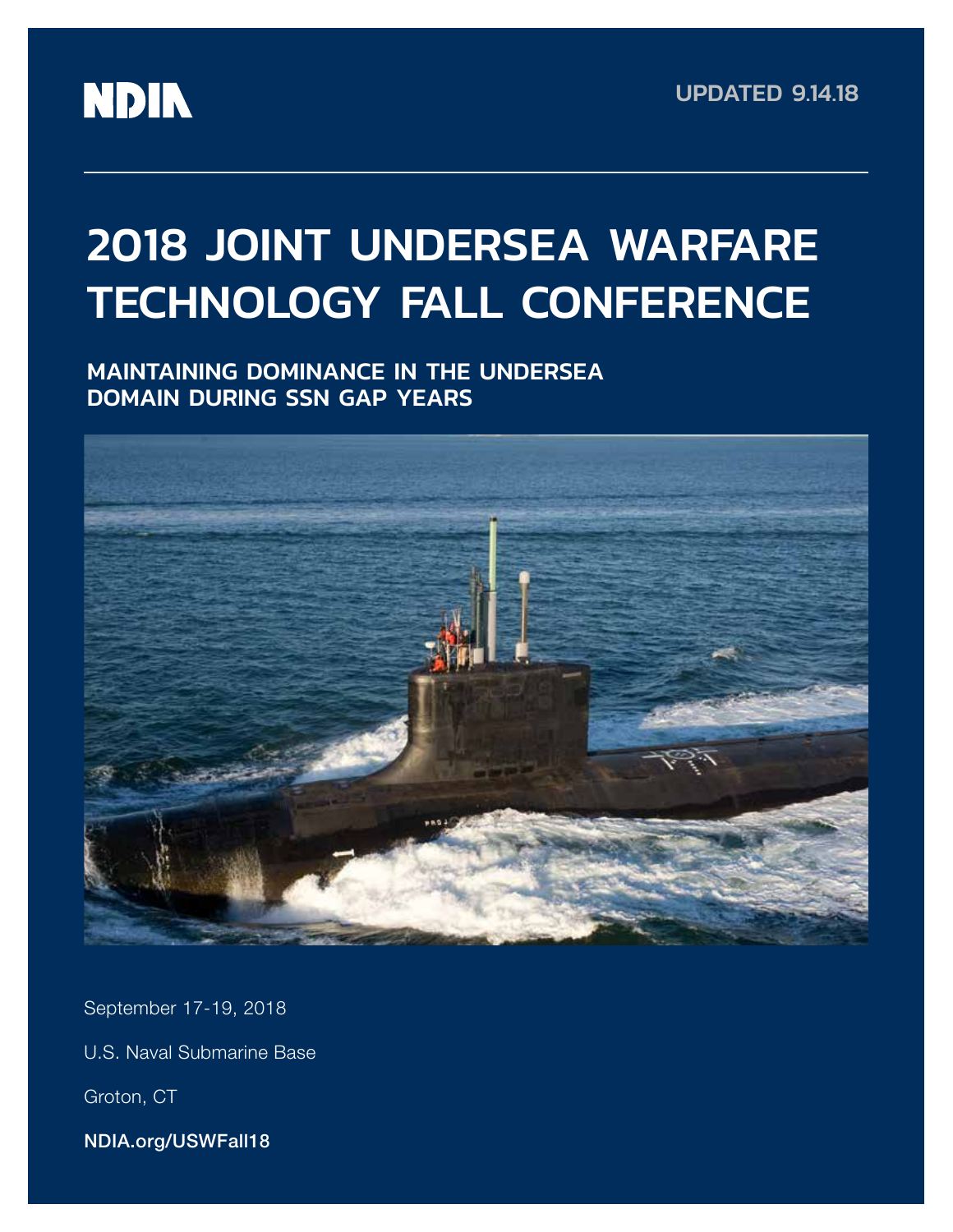NDIA

UPDATED 9.14.18

# 2018 JOINT UNDERSEA WARFARE TECHNOLOGY FALL CONFERENCE

## MAINTAINING DOMINANCE IN THE UNDERSEA DOMAIN DURING SSN GAP YEARS

September 17-19, 2018

U.S. Naval Submarine Base

Groton, CT

**NDIA.org/USWFall18**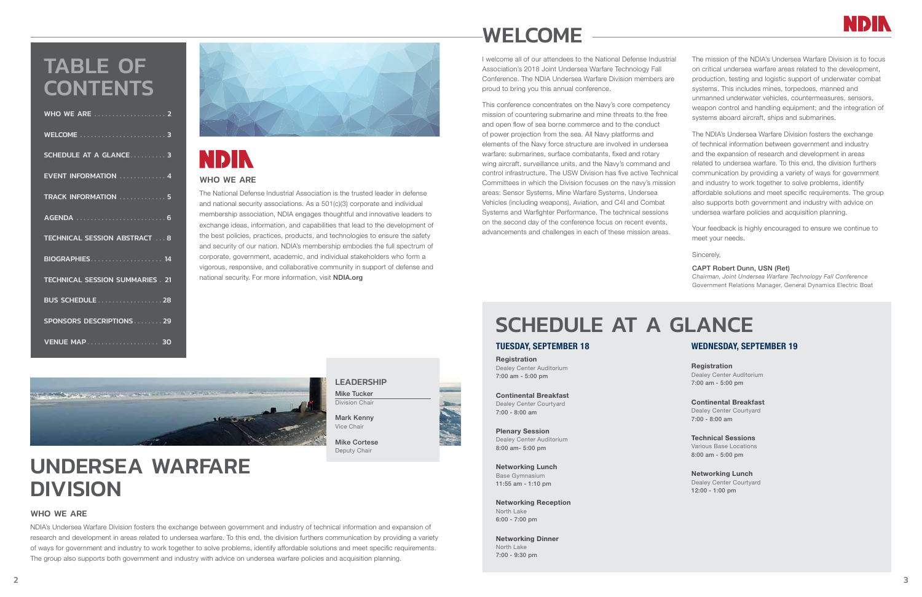# TABLE OF CONTENTS

- WHO WE ARE .................... 2
- WELCOME ........................ 3
- SCHEDULE AT A GLANCE .......... 3
- EVENT INFORMATION ............. 4
- TRACK INFORMATION ............. 5
- AGENDA ......................... 6
- TECHNICAL SESSION ABSTRACT .... 8
- BIOGRAPHIES .................... 14
- TECHNICAL SESSION SUMMARIES . 21
- BUS SCHEDULE .................. 28
- SPONSORS DESCRIPTIONS ........ 29
- VENUE MAP .................... 30

NDIA

## WHO WE ARE

The National Defense Industrial Association is the trusted leader in defense and national security associations. As a 501(c)(3) corporate and individual membership association, NDIA engages thoughtful and innovative leaders to exchange ideas, information, and capabilities that lead to the development of the best policies, practices, products, and technologies to ensure the safety and security of our nation. NDIA's membership embodies the full spectrum of corporate, government, academic, and individual stakeholders who form a vigorous, responsive, and collaborative community in support of defense and national security. For more information, visit **NDIA.org**

### LEADERSHIP

**Mike Tucker**
Division Chair

**Mark Kenny**
Vice Chair

**Mike Cortese**
Deputy Chair

# UNDERSEA WARFARE DIVISION

## WHO WE ARE

NDIA's Undersea Warfare Division fosters the exchange between government and industry of technical information and expansion of research and development in areas related to undersea warfare. To this end, the division furthers communication by providing a variety of ways for government and industry to work together to solve problems, identify affordable solutions and meet specific requirements. The group also supports both government and industry with advice on undersea warfare policies and acquisition planning.

# WELCOME

I welcome all of our attendees to the National Defense Industrial Association's 2018 Joint Undersea Warfare Technology Fall Conference. The NDIA Undersea Warfare Division members are proud to bring you this annual conference.

This conference concentrates on the Navy's core competency mission of countering submarine and mine threats to the free and open flow of sea borne commerce and to the conduct of power projection from the sea. All Navy platforms and elements of the Navy force structure are involved in undersea warfare: submarines, surface combatants, fixed and rotary wing aircraft, surveillance units, and the Navy's command and control infrastructure. The USW Division has five active Technical Committees in which the Division focuses on the navy's mission areas: Sensor Systems, Mine Warfare Systems, Undersea Vehicles (including weapons), Aviation, and C4I and Combat Systems and Warfighter Performance. The technical sessions on the second day of the conference focus on recent events, advancements and challenges in each of these mission areas.

The mission of the NDIA's Undersea Warfare Division is to focus on critical undersea warfare areas related to the development, production, testing and logistic support of underwater combat systems. This includes mines, torpedoes, manned and unmanned underwater vehicles, countermeasures, sensors, weapon control and handling equipment; and the integration of systems aboard aircraft, ships and submarines.

The NDIA's Undersea Warfare Division fosters the exchange of technical information between government and industry and the expansion of research and development in areas related to undersea warfare. To this end, the division furthers communication by providing a variety of ways for government and industry to work together to solve problems, identify affordable solutions and meet specific requirements. The group also supports both government and industry with advice on undersea warfare policies and acquisition planning.

Your feedback is highly encouraged to ensure we continue to meet your needs.

Sincerely,

**CAPT Robert Dunn, USN (Ret)**
*Chairman, Joint Undersea Warfare Technology Fall Conference*
Government Relations Manager, General Dynamics Electric Boat

# SCHEDULE AT A GLANCE

## TUESDAY, SEPTEMBER 18

**Registration**
Dealey Center Auditorium
7:00 am - 5:00 pm

**Continental Breakfast**
Dealey Center Courtyard
7:00 - 8:00 am

**Plenary Session**
Dealey Center Auditorium
8:00 am- 5:00 pm

**Networking Lunch**
Base Gymnasium
11:55 am - 1:10 pm

**Networking Reception**
North Lake
6:00 - 7:00 pm

**Networking Dinner**
North Lake
7:00 - 9:30 pm

## WEDNESDAY, SEPTEMBER 19

**Registration**
Dealey Center Auditorium
7:00 am - 5:00 pm

**Continental Breakfast**
Dealey Center Courtyard
7:00 - 8:00 am

**Technical Sessions**
Various Base Locations
8:00 am - 5:00 pm

**Networking Lunch**
Dealey Center Courtyard
12:00 - 1:00 pm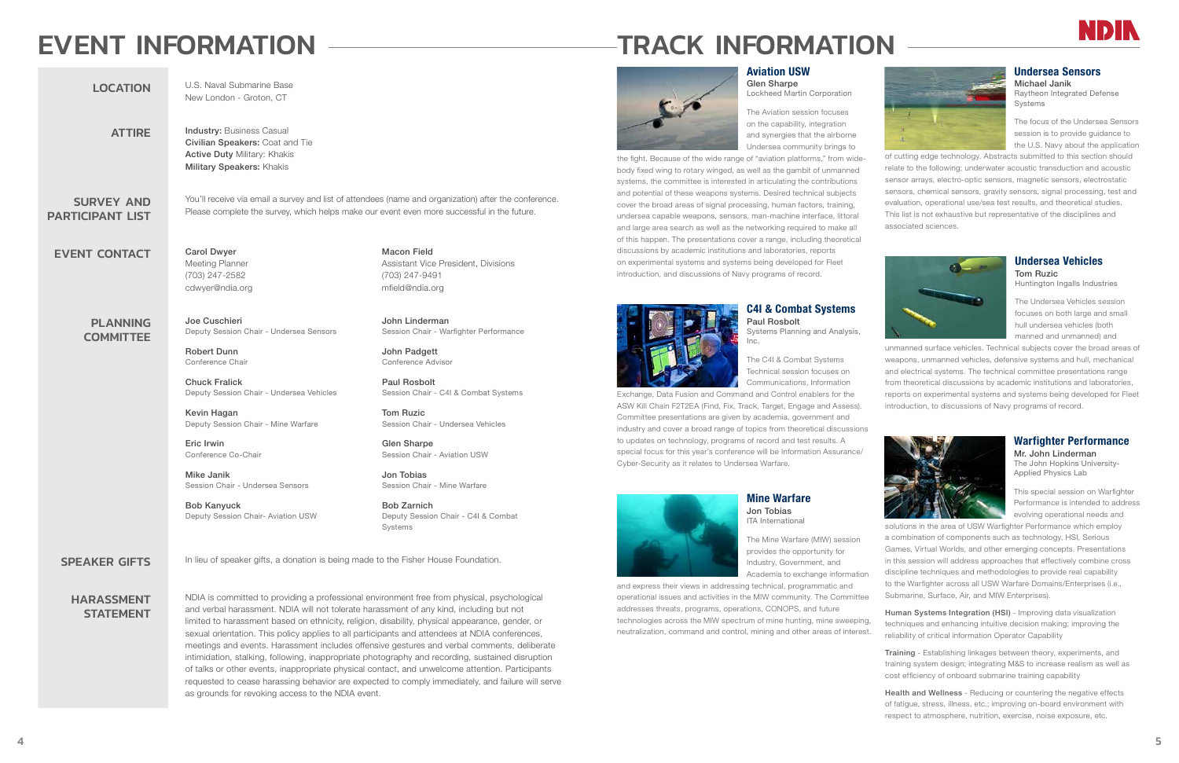# EVENT INFORMATION

## LOCATION

U.S. Naval Submarine Base
New London - Groton, CT

## ATTIRE

**Industry:** Business Casual
**Civilian Speakers:** Coat and Tie
**Active Duty** Military: Khakis
**Military Speakers:** Khakis

## SURVEY AND PARTICIPANT LIST

You'll receive via email a survey and list of attendees (name and organization) after the conference. Please complete the survey, which helps make our event even more successful in the future.

## EVENT CONTACT

**Carol Dwyer**
Meeting Planner
(703) 247-2582
cdwyer@ndia.org

**Macon Field**
Assistant Vice President, Divisions
(703) 247-9491
mfield@ndia.org

## PLANNING COMMITTEE

**Joe Cuschieri**
Deputy Session Chair - Undersea Sensors

**Robert Dunn**
Conference Chair

**Chuck Fralick**
Deputy Session Chair - Undersea Vehicles

**Kevin Hagan**
Deputy Session Chair - Mine Warfare

**Eric Irwin**
Conference Co-Chair

**Mike Janik**
Session Chair - Undersea Sensors

**Bob Kanyuck**
Deputy Session Chair- Aviation USW

**John Linderman**
Session Chair - Warfighter Performance

**John Padgett**
Conference Advisor

**Paul Rosbolt**
Session Chair - C4I & Combat Systems

**Tom Ruzic**
Session Chair - Undersea Vehicles

**Glen Sharpe**
Session Chair - Aviation USW

**Jon Tobias**
Session Chair - Mine Warfare

**Bob Zarnich**
Deputy Session Chair - C4I & Combat Systems

## SPEAKER GIFTS

In lieu of speaker gifts, a donation is being made to the Fisher House Foundation.

## HARASSMENT STATEMENT

NDIA is committed to providing a professional environment free from physical, psychological and verbal harassment. NDIA will not tolerate harassment of any kind, including but not limited to harassment based on ethnicity, religion, disability, physical appearance, gender, or sexual orientation. This policy applies to all participants and attendees at NDIA conferences, meetings and events. Harassment includes offensive gestures and verbal comments, deliberate intimidation, stalking, following, inappropriate photography and recording, sustained disruption of talks or other events, inappropriate physical contact, and unwelcome attention. Participants requested to cease harassing behavior are expected to comply immediately, and failure will serve as grounds for revoking access to the NDIA event.

# TRACK INFORMATION

### Aviation USW

**Glen Sharpe**
Lockheed Martin Corporation

The Aviation session focuses on the capability, integration and synergies that the airborne Undersea community brings to the fight. Because of the wide range of "aviation platforms," from wide-body fixed wing to rotary winged, as well as the gambit of unmanned systems, the committee is interested in articulating the contributions and potential of these weapons systems. Desired technical subjects cover the broad areas of signal processing, human factors, training, undersea capable weapons, sensors, man-machine interface, littoral and large area search as well as the networking required to make all of this happen. The presentations cover a range, including theoretical discussions by academic institutions and laboratories, reports on experimental systems and systems being developed for Fleet introduction, and discussions of Navy programs of record.

### C4I & Combat Systems

**Paul Rosbolt**
Systems Planning and Analysis, Inc.

The C4I & Combat Systems Technical session focuses on Communications, Information Exchange, Data Fusion and Command and Control enablers for the ASW Kill Chain F2T2EA (Find, Fix, Track, Target, Engage and Assess). Committee presentations are given by academia, government and industry and cover a broad range of topics from theoretical discussions to updates on technology, programs of record and test results. A special focus for this year's conference will be Information Assurance/ Cyber-Security as it relates to Undersea Warfare.

### Mine Warfare

**Jon Tobias**
ITA International

The Mine Warfare (MIW) session provides the opportunity for Industry, Government, and Academia to exchange information and express their views in addressing technical, programmatic and operational issues and activities in the MIW community. The Committee addresses threats, programs, operations, CONOPS, and future technologies across the MIW spectrum of mine hunting, mine sweeping, neutralization, command and control, mining and other areas of interest.

### Undersea Sensors

**Michael Janik**
Raytheon Integrated Defense Systems

The focus of the Undersea Sensors session is to provide guidance to the U.S. Navy about the application of cutting edge technology. Abstracts submitted to this section should relate to the following: underwater acoustic transduction and acoustic sensor arrays, electro-optic sensors, magnetic sensors, electrostatic sensors, chemical sensors, gravity sensors, signal processing, test and evaluation, operational use/sea test results, and theoretical studies. This list is not exhaustive but representative of the disciplines and associated sciences.

### Undersea Vehicles

**Tom Ruzic**
Huntington Ingalls Industries

The Undersea Vehicles session focuses on both large and small hull undersea vehicles (both manned and unmanned) and unmanned surface vehicles. Technical subjects cover the broad areas of weapons, unmanned vehicles, defensive systems and hull, mechanical and electrical systems. The technical committee presentations range from theoretical discussions by academic institutions and laboratories, reports on experimental systems and systems being developed for Fleet introduction, to discussions of Navy programs of record.

### Warfighter Performance

**Mr. John Linderman**
The John Hopkins University-Applied Physics Lab

This special session on Warfighter Performance is intended to address evolving operational needs and solutions in the area of USW Warfighter Performance which employ a combination of components such as technology, HSI, Serious Games, Virtual Worlds, and other emerging concepts. Presentations in this session will address approaches that effectively combine cross discipline techniques and methodologies to provide real capability to the Warfighter across all USW Warfare Domains/Enterprises (i.e., Submarine, Surface, Air, and MIW Enterprises).

**Human Systems Integration (HSI)** - Improving data visualization techniques and enhancing intuitive decision making; improving the reliability of critical information Operator Capability

**Training** - Establishing linkages between theory, experiments, and training system design; integrating M&S to increase realism as well as cost efficiency of onboard submarine training capability

**Health and Wellness** - Reducing or countering the negative effects of fatigue, stress, illness, etc.; improving on-board environment with respect to atmosphere, nutrition, exercise, noise exposure, etc.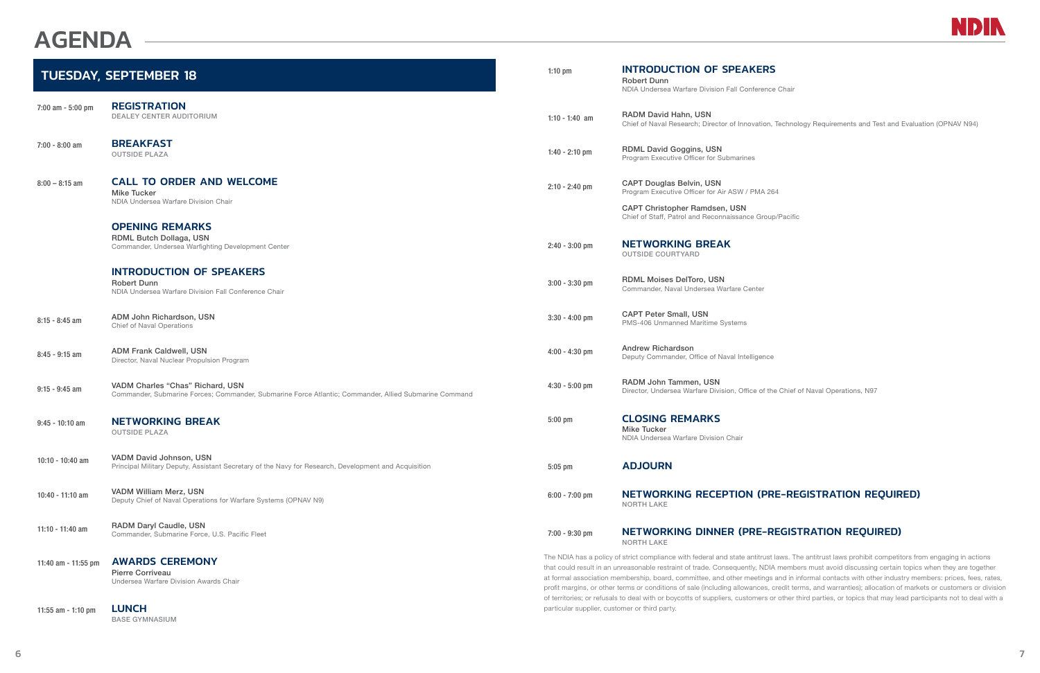# AGENDA

## TUESDAY, SEPTEMBER 18

7:00 am - 5:00 pm **REGISTRATION**
DEALEY CENTER AUDITORIUM

7:00 - 8:00 am **BREAKFAST**
OUTSIDE PLAZA

8:00 – 8:15 am **CALL TO ORDER AND WELCOME**
Mike Tucker
NDIA Undersea Warfare Division Chair

**OPENING REMARKS**
RDML Butch Dollaga, USN
Commander, Undersea Warfighting Development Center

**INTRODUCTION OF SPEAKERS**
Robert Dunn
NDIA Undersea Warfare Division Fall Conference Chair

8:15 - 8:45 am ADM John Richardson, USN
Chief of Naval Operations

8:45 - 9:15 am ADM Frank Caldwell, USN
Director, Naval Nuclear Propulsion Program

9:15 - 9:45 am VADM Charles "Chas" Richard, USN
Commander, Submarine Forces; Commander, Submarine Force Atlantic; Commander, Allied Submarine Command

9:45 - 10:10 am **NETWORKING BREAK**
OUTSIDE PLAZA

10:10 - 10:40 am VADM David Johnson, USN
Principal Military Deputy, Assistant Secretary of the Navy for Research, Development and Acquisition

10:40 - 11:10 am VADM William Merz, USN
Deputy Chief of Naval Operations for Warfare Systems (OPNAV N9)

11:10 - 11:40 am RADM Daryl Caudle, USN
Commander, Submarine Force, U.S. Pacific Fleet

11:40 am - 11:55 pm **AWARDS CEREMONY**
Pierre Corriveau
Undersea Warfare Division Awards Chair

11:55 am - 1:10 pm **LUNCH**
BASE GYMNASIUM

1:10 pm **INTRODUCTION OF SPEAKERS**
Robert Dunn
NDIA Undersea Warfare Division Fall Conference Chair

1:10 - 1:40 am RADM David Hahn, USN
Chief of Naval Research; Director of Innovation, Technology Requirements and Test and Evaluation (OPNAV N94)

1:40 - 2:10 pm RDML David Goggins, USN
Program Executive Officer for Submarines

2:10 - 2:40 pm CAPT Douglas Belvin, USN
Program Executive Officer for Air ASW / PMA 264

CAPT Christopher Ramdsen, USN
Chief of Staff, Patrol and Reconnaissance Group/Pacific

2:40 - 3:00 pm **NETWORKING BREAK**
OUTSIDE COURTYARD

3:00 - 3:30 pm RDML Moises DelToro, USN
Commander, Naval Undersea Warfare Center

3:30 - 4:00 pm CAPT Peter Small, USN
PMS-406 Unmanned Maritime Systems

4:00 - 4:30 pm Andrew Richardson
Deputy Commander, Office of Naval Intelligence

4:30 - 5:00 pm RADM John Tammen, USN
Director, Undersea Warfare Division, Office of the Chief of Naval Operations, N97

5:00 pm **CLOSING REMARKS**
Mike Tucker
NDIA Undersea Warfare Division Chair

5:05 pm **ADJOURN**

6:00 - 7:00 pm **NETWORKING RECEPTION (PRE-REGISTRATION REQUIRED)**
NORTH LAKE

7:00 - 9:30 pm **NETWORKING DINNER (PRE-REGISTRATION REQUIRED)**
NORTH LAKE

The NDIA has a policy of strict compliance with federal and state antitrust laws. The antitrust laws prohibit competitors from engaging in actions that could result in an unreasonable restraint of trade. Consequently, NDIA members must avoid discussing certain topics when they are together at formal association membership, board, committee, and other meetings and in informal contacts with other industry members: prices, fees, rates, profit margins, or other terms or conditions of sale (including allowances, credit terms, and warranties); allocation of markets or customers or division of territories; or refusals to deal with or boycotts of suppliers, customers or other third parties, or topics that may lead participants not to deal with a particular supplier, customer or third party.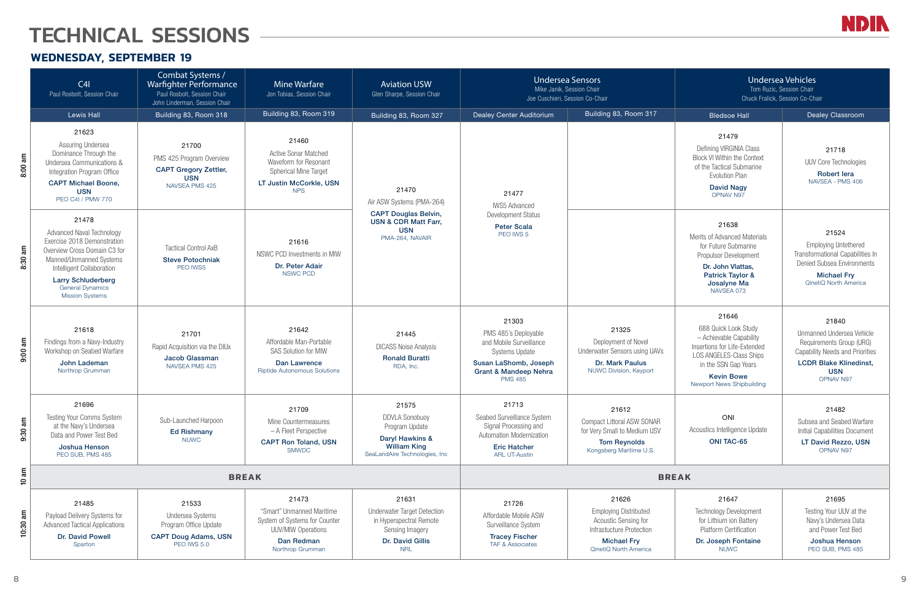# TECHNICAL SESSIONS

## WEDNESDAY, SEPTEMBER 19

| | C4I<br>Paul Rosbolt, Session Chair | Combat Systems / Warfighter Performance<br>Paul Rosbolt, Session Chair<br>John Linderman, Session Chair | Mine Warfare<br>Jon Tobias, Session Chair | Aviation USW<br>Glen Sharpe, Session Chair | Undersea Sensors<br>Mike Janik, Session Chair<br>Joe Cuschieri, Session Co-Chair | | Undersea Vehicles<br>Tom Ruzic, Session Chair<br>Chuck Fralick, Session Co-Chair | |
|---|---|---|---|---|---|---|---|---|
| | Lewis Hall | Building 83, Room 318 | Building 83, Room 319 | Building 83, Room 327 | Dealey Center Auditorium | Building 83, Room 317 | Bledsoe Hall | Dealey Classroom |
| 8:00 am | 21623<br>Assuring Undersea Dominance Through the Undersea Communications & Integration Program Office<br>**CAPT Michael Boone, USN**<br>PEO C4I / PMW 770 | 21700<br>PMS 425 Program Overview<br>**CAPT Gregory Zettler, USN**<br>NAVSEA PMS 425 | 21460<br>Active Sonar Matched Waveform for Resonant Spherical Mine Target<br>**LT Justin McCorkle, USN**<br>NPS | 21470<br>Air ASW Systems (PMA-264)<br>**CAPT Douglas Belvin, USN & CDR Matt Farr, USN**<br>PMA-264, NAVAIR | 21477<br>IWS5 Advanced Development Status<br>**Peter Scala**<br>PEO IWS 5 | | 21479<br>Defining VIRGINIA Class Block VI Within the Context of the Tactical Submarine Evolution Plan<br>**David Nagy**<br>OPNAV N97 | 21718<br>UUV Core Technologies<br>**Robert Iera**<br>NAVSEA - PMS 406 |
| 8:30 am | 21478<br>Advanced Naval Technology Exercise 2018 Demonstration Overview Cross Domain C3 for Manned/Unmanned Systems Intelligent Collaboration<br>**Larry Schluderberg**<br>General Dynamics Mission Systems | Tactical Control AxB<br>**Steve Potochniak**<br>PEO IWS5 | 21616<br>NSWC PCD Investments in MIW<br>**Dr. Peter Adair**<br>NSWC PCD | | | | 21638<br>Merits of Advanced Materials for Future Submarine Propulsor Development<br>**Dr. John Vlattas, Patrick Taylor & Josalyne Ma**<br>NAVSEA 073 | 21524<br>Employing Untethered Transformational Capabilities In Denied Subsea Environments<br>**Michael Fry**<br>QinetiQ North America |
| 9:00 am | 21618<br>Findings from a Navy-Industry Workshop on Seabed Warfare<br>**John Lademan**<br>Northrop Grumman | 21701<br>Rapid Acquisition via the DIUx<br>**Jacob Glassman**<br>NAVSEA PMS 425 | 21642<br>Affordable Man-Portable SAS Solution for MIW<br>**Dan Lawrence**<br>Riptide Autonomous Solutions | 21445<br>DICASS Noise Analysis<br>**Ronald Buratti**<br>RDA, Inc. | 21303<br>PMS 485's Deployable and Mobile Surveillance Systems Update<br>**Susan LaShomb, Joseph Grant & Mandeep Nehra**<br>PMS 485 | 21325<br>Deployment of Novel Underwater Sensors using UAVs<br>**Dr. Mark Paulus**<br>NUWC Division, Keyport | 21646<br>688 Quick Look Study – Achievable Capability Insertions for Life-Extended LOS ANGELES-Class Ships in the SSN Gap Years<br>**Kevin Bowe**<br>Newport News Shipbuilding | 21840<br>Unmanned Undersea Vehicle Requirements Group (URG) Capability Needs and Priorities<br>**LCDR Blake Klinedinst, USN**<br>OPNAV N97 |
| 9:30 am | 21696<br>Testing Your Comms System at the Navy's Undersea Data and Power Test Bed<br>**Joshua Henson**<br>PEO SUB, PMS 485 | Sub-Launched Harpoon<br>**Ed Rishmany**<br>NUWC | 21709<br>Mine Countermeasures – A Fleet Perspective<br>**CAPT Ron Toland, USN**<br>SMWDC | 21575<br>DDVLA Sonobuoy Program Update<br>**Daryl Hawkins & William King**<br>SeaLandAire Technologies, Inc | 21713<br>Seabed Surveillance System Signal Processing and Automation Modernization<br>**Eric Hatcher**<br>ARL UT-Austin | 21612<br>Compact Littoral ASW SONAR for Very Small to Medium USV<br>**Tom Reynolds**<br>Kongsberg Maritime U.S. | ONI<br>Acoustics Intelligence Update<br>**ONI TAC-65** | 21482<br>Subsea and Seabed Warfare Initial Capabilities Document<br>**LT David Rezzo, USN**<br>OPNAV N97 |
| 10 am | **BREAK** | | | | **BREAK** | | | |
| 10:30 am | 21485<br>Payload Delivery Systems for Advanced Tactical Applications<br>**Dr. David Powell**<br>Sparton | 21533<br>Undersea Systems Program Office Update<br>**CAPT Doug Adams, USN**<br>PEO IWS 5.0 | 21473<br>"Smart" Unmanned Maritime System of Systems for Counter UUV/MIW Operations<br>**Dan Redman**<br>Northrop Grumman | 21631<br>Underwater Target Detection in Hyperspectral Remote Sensing Imagery<br>**Dr. David Gillis**<br>NRL | 21726<br>Affordable Mobile ASW Surveillance System<br>**Tracey Fischer**<br>TAF & Associates | 21626<br>Employing Distributed Acoustic Sensing for Infrastructure Protection<br>**Michael Fry**<br>QinetiQ North America | 21647<br>Technology Development for Lithium ion Battery Platform Certification<br>**Dr. Joseph Fontaine**<br>NUWC | 21695<br>Testing Your UUV at the Navy's Undersea Data and Power Test Bed<br>**Joshua Henson**<br>PEO SUB, PMS 485 |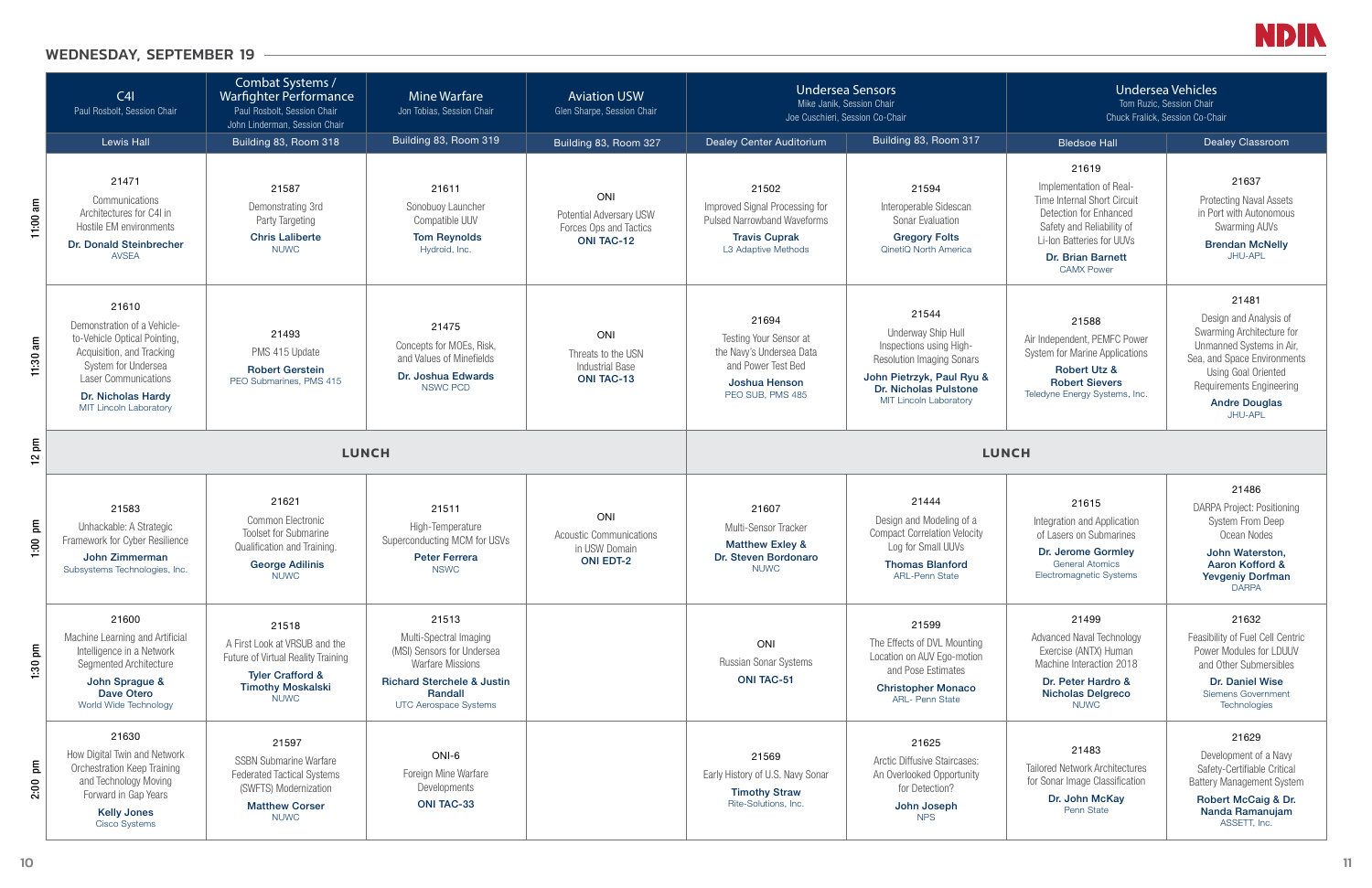## WEDNESDAY, SEPTEMBER 19

| | C4I<br>Paul Rosbolt, Session Chair | Combat Systems / Warfighter Performance<br>Paul Rosbolt, Session Chair<br>John Linderman, Session Chair | Mine Warfare<br>Jon Tobias, Session Chair | Aviation USW<br>Glen Sharpe, Session Chair | Undersea Sensors<br>Mike Janik, Session Chair<br>Joe Cuschieri, Session Co-Chair | | Undersea Vehicles<br>Tom Ruzic, Session Chair<br>Chuck Fralick, Session Co-Chair | |
|---|---|---|---|---|---|---|---|---|
| | Lewis Hall | Building 83, Room 318 | Building 83, Room 319 | Building 83, Room 327 | Dealey Center Auditorium | Building 83, Room 317 | Bledsoe Hall | Dealey Classroom |
| 11:00 am | 21471<br>Communications Architectures for C4I in Hostile EM environments<br>**Dr. Donald Steinbrecher**<br>AVSEA | 21587<br>Demonstrating 3rd Party Targeting<br>**Chris Laliberte**<br>NUWC | 21611<br>Sonobuoy Launcher Compatible UUV<br>**Tom Reynolds**<br>Hydroid, Inc. | ONI<br>Potential Adversary USW Forces Ops and Tactics<br>**ONI TAC-12** | 21502<br>Improved Signal Processing for Pulsed Narrowband Waveforms<br>**Travis Cuprak**<br>L3 Adaptive Methods | 21594<br>Interoperable Sidescan Sonar Evaluation<br>**Gregory Folts**<br>QinetiQ North America | 21619<br>Implementation of Real-Time Internal Short Circuit Detection for Enhanced Safety and Reliability of Li-Ion Batteries for UUVs<br>**Dr. Brian Barnett**<br>CAMX Power | 21637<br>Protecting Naval Assets in Port with Autonomous Swarming AUVs<br>**Brendan McNelly**<br>JHU-APL |
| 11:30 am | 21610<br>Demonstration of a Vehicle-to-Vehicle Optical Pointing, Acquisition, and Tracking System for Undersea Laser Communications<br>**Dr. Nicholas Hardy**<br>MIT Lincoln Laboratory | 21493<br>PMS 415 Update<br>**Robert Gerstein**<br>PEO Submarines, PMS 415 | 21475<br>Concepts for MOEs, Risk, and Values of Minefields<br>**Dr. Joshua Edwards**<br>NSWC PCD | ONI<br>Threats to the USN Industrial Base<br>**ONI TAC-13** | 21694<br>Testing Your Sensor at the Navy's Undersea Data and Power Test Bed<br>**Joshua Henson**<br>PEO SUB, PMS 485 | 21544<br>Underway Ship Hull Inspections using High-Resolution Imaging Sonars<br>**John Pietrzyk, Paul Ryu & Dr. Nicholas Pulstone**<br>MIT Lincoln Laboratory | 21588<br>Air Independent, PEMFC Power System for Marine Applications<br>**Robert Utz & Robert Sievers**<br>Teledyne Energy Systems, Inc. | 21481<br>Design and Analysis of Swarming Architecture for Unmanned Systems in Air, Sea, and Space Environments Using Goal Oriented Requirements Engineering<br>**Andre Douglas**<br>JHU-APL |
| 12 pm | **LUNCH** | | | | **LUNCH** | | | |
| 1:00 pm | 21583<br>Unhackable: A Strategic Framework for Cyber Resilience<br>**John Zimmerman**<br>Subsystems Technologies, Inc. | 21621<br>Common Electronic Toolset for Submarine Qualification and Training.<br>**George Adilinis**<br>NUWC | 21511<br>High-Temperature Superconducting MCM for USVs<br>**Peter Ferrera**<br>NSWC | ONI<br>Acoustic Communications in USW Domain<br>**ONI EDT-2** | 21607<br>Multi-Sensor Tracker<br>**Matthew Exley & Dr. Steven Bordonaro**<br>NUWC | 21444<br>Design and Modeling of a Compact Correlation Velocity Log for Small UUVs<br>**Thomas Blanford**<br>ARL-Penn State | 21615<br>Integration and Application of Lasers on Submarines<br>**Dr. Jerome Gormley**<br>General Atomics Electromagnetic Systems | 21486<br>DARPA Project: Positioning System From Deep Ocean Nodes<br>**John Waterston, Aaron Kofford & Yevgeniy Dorfman**<br>DARPA |
| 1:30 pm | 21600<br>Machine Learning and Artificial Intelligence in a Network Segmented Architecture<br>**John Sprague & Dave Otero**<br>World Wide Technology | 21518<br>A First Look at VRSUB and the Future of Virtual Reality Training<br>**Tyler Crafford & Timothy Moskalski**<br>NUWC | 21513<br>Multi-Spectral Imaging (MSI) Sensors for Undersea Warfare Missions<br>**Richard Sterchele & Justin Randall**<br>UTC Aerospace Systems | | ONI<br>Russian Sonar Systems<br>**ONI TAC-51** | 21599<br>The Effects of DVL Mounting Location on AUV Ego-motion and Pose Estimates<br>**Christopher Monaco**<br>ARL- Penn State | 21499<br>Advanced Naval Technology Exercise (ANTX) Human Machine Interaction 2018<br>**Dr. Peter Hardro & Nicholas Delgreco**<br>NUWC | 21632<br>Feasibility of Fuel Cell Centric Power Modules for LDUUV and Other Submersibles<br>**Dr. Daniel Wise**<br>Siemens Government Technologies |
| 2:00 pm | 21630<br>How Digital Twin and Network Orchestration Keep Training and Technology Moving Forward in Gap Years<br>**Kelly Jones**<br>Cisco Systems | 21597<br>SSBN Submarine Warfare Federated Tactical Systems (SWFTS) Modernization<br>**Matthew Corser**<br>NUWC | ONI-6<br>Foreign Mine Warfare Developments<br>**ONI TAC-33** | | 21569<br>Early History of U.S. Navy Sonar<br>**Timothy Straw**<br>Rite-Solutions, Inc. | 21625<br>Arctic Diffusive Staircases: An Overlooked Opportunity for Detection?<br>**John Joseph**<br>NPS | 21483<br>Tailored Network Architectures for Sonar Image Classification<br>**Dr. John McKay**<br>Penn State | 21629<br>Development of a Navy Safety-Certifiable Critical Battery Management System<br>**Robert McCaig & Dr. Nanda Ramanujam**<br>ASSETT, Inc. |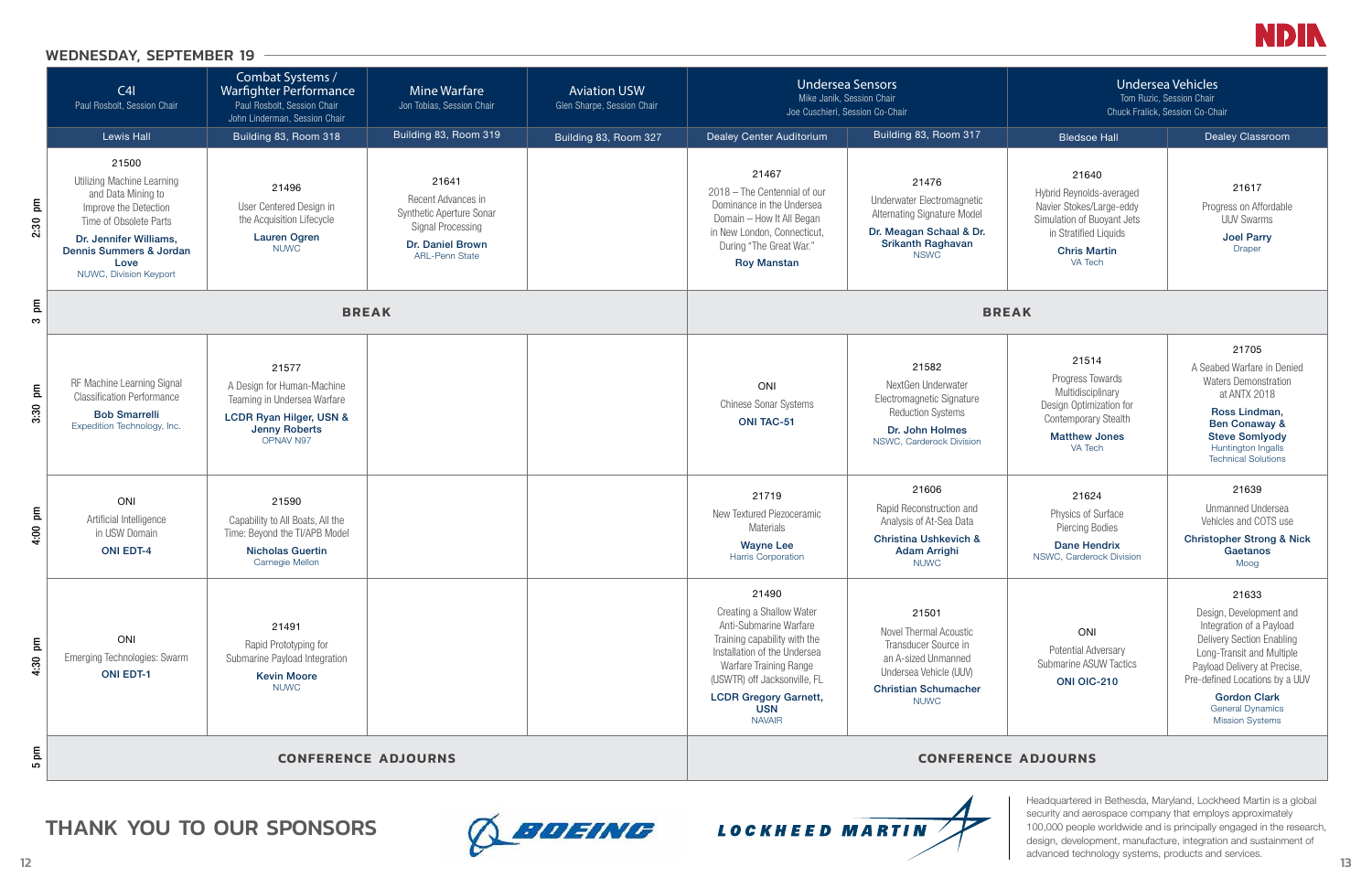## WEDNESDAY, SEPTEMBER 19

| | C4I<br>Paul Rosbolt, Session Chair | Combat Systems / Warfighter Performance<br>Paul Rosbolt, Session Chair<br>John Linderman, Session Chair | Mine Warfare<br>Jon Tobias, Session Chair | Aviation USW<br>Glen Sharpe, Session Chair | Undersea Sensors<br>Mike Janik, Session Chair<br>Joe Cuschieri, Session Co-Chair | | Undersea Vehicles<br>Tom Ruzic, Session Chair<br>Chuck Fralick, Session Co-Chair | |
|---|---|---|---|---|---|---|---|---|
| | Lewis Hall | Building 83, Room 318 | Building 83, Room 319 | Building 83, Room 327 | Dealey Center Auditorium | Building 83, Room 317 | Bledsoe Hall | Dealey Classroom |
| 2:30 pm | 21500<br>Utilizing Machine Learning and Data Mining to Improve the Detection Time of Obsolete Parts<br>**Dr. Jennifer Williams, Dennis Summers & Jordan Love**<br>NUWC, Division Keyport | 21496<br>User Centered Design in the Acquisition Lifecycle<br>**Lauren Ogren**<br>NUWC | 21641<br>Recent Advances in Synthetic Aperture Sonar Signal Processing<br>**Dr. Daniel Brown**<br>ARL-Penn State | | 21467<br>2018 – The Centennial of our Dominance in the Undersea Domain – How It All Began in New London, Connecticut, During "The Great War."<br>**Roy Manstan** | 21476<br>Underwater Electromagnetic Alternating Signature Model<br>**Dr. Meagan Schaal & Dr. Srikanth Raghavan**<br>NSWC | 21640<br>Hybrid Reynolds-averaged Navier Stokes/Large-eddy Simulation of Buoyant Jets in Stratified Liquids<br>**Chris Martin**<br>VA Tech | 21617<br>Progress on Affordable UUV Swarms<br>**Joel Parry**<br>Draper |
| 3 pm | BREAK | | | | BREAK | | | |
| 3:30 pm | RF Machine Learning Signal Classification Performance<br>**Bob Smarrelli**<br>Expedition Technology, Inc. | 21577<br>A Design for Human-Machine Teaming in Undersea Warfare<br>**LCDR Ryan Hilger, USN & Jenny Roberts**<br>OPNAV N97 | | | ONI<br>Chinese Sonar Systems<br>**ONI TAC-51** | 21582<br>NextGen Underwater Electromagnetic Signature Reduction Systems<br>**Dr. John Holmes**<br>NSWC, Carderock Division | 21514<br>Progress Towards Multidisciplinary Design Optimization for Contemporary Stealth<br>**Matthew Jones**<br>VA Tech | 21705<br>A Seabed Warfare in Denied Waters Demonstration at ANTX 2018<br>**Ross Lindman, Ben Conaway & Steve Somlyody**<br>Huntington Ingalls Technical Solutions |
| 4:00 pm | ONI<br>Artificial Intelligence in USW Domain<br>**ONI EDT-4** | 21590<br>Capability to All Boats, All the Time: Beyond the TI/APB Model<br>**Nicholas Guertin**<br>Carnegie Mellon | | | 21719<br>New Textured Piezoceramic Materials<br>**Wayne Lee**<br>Harris Corporation | 21606<br>Rapid Reconstruction and Analysis of At-Sea Data<br>**Christina Ushkevich & Adam Arrighi**<br>NUWC | 21624<br>Physics of Surface Piercing Bodies<br>**Dane Hendrix**<br>NSWC, Carderock Division | 21639<br>Unmanned Undersea Vehicles and COTS use<br>**Christopher Strong & Nick Gaetanos**<br>Moog |
| 4:30 pm | ONI<br>Emerging Technologies: Swarm<br>**ONI EDT-1** | 21491<br>Rapid Prototyping for Submarine Payload Integration<br>**Kevin Moore**<br>NUWC | | | 21490<br>Creating a Shallow Water Anti-Submarine Warfare Training capability with the Installation of the Undersea Warfare Training Range (USWTR) off Jacksonville, FL<br>**LCDR Gregory Garnett, USN**<br>NAVAIR | 21501<br>Novel Thermal Acoustic Transducer Source in an A-sized Unmanned Undersea Vehicle (UUV)<br>**Christian Schumacher**<br>NUWC | ONI<br>Potential Adversary Submarine ASUW Tactics<br>**ONI OIC-210** | 21633<br>Design, Development and Integration of a Payload Delivery Section Enabling Long-Transit and Multiple Payload Delivery at Precise, Pre-defined Locations by a UUV<br>**Gordon Clark**<br>General Dynamics Mission Systems |
| 5 pm | CONFERENCE ADJOURNS | | | | CONFERENCE ADJOURNS | | | |

## THANK YOU TO OUR SPONSORS

BOEING

LOCKHEED MARTIN

Headquartered in Bethesda, Maryland, Lockheed Martin is a global security and aerospace company that employs approximately 100,000 people worldwide and is principally engaged in the research, design, development, manufacture, integration and sustainment of advanced technology systems, products and services.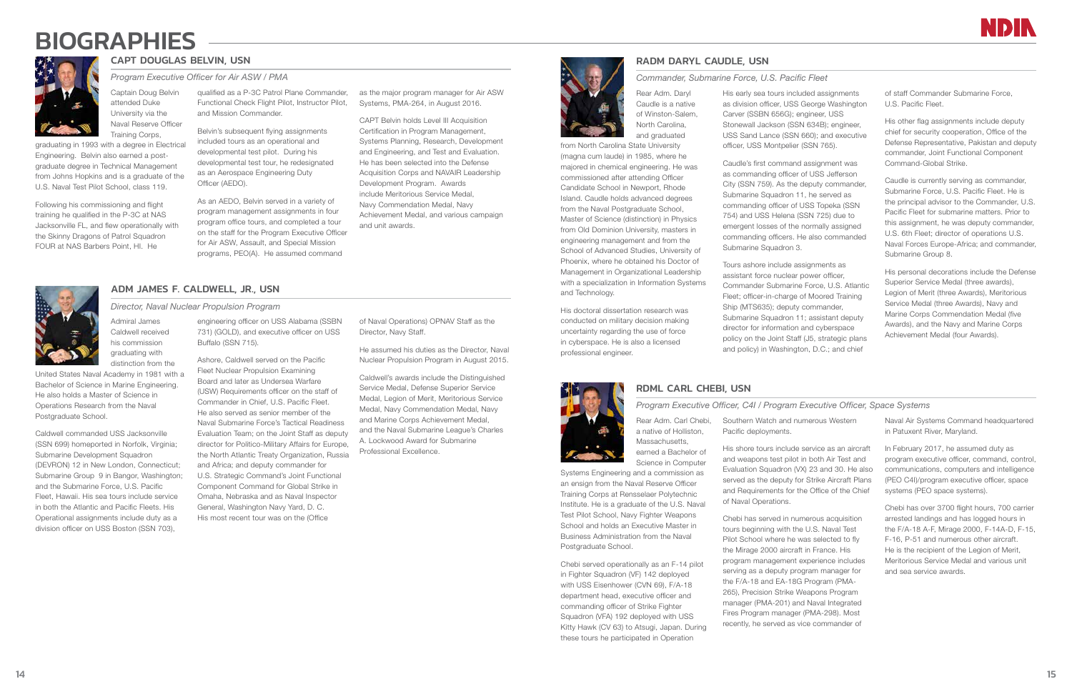# BIOGRAPHIES

## CAPT DOUGLAS BELVIN, USN

*Program Executive Officer for Air ASW / PMA*

Captain Doug Belvin attended Duke University via the Naval Reserve Officer Training Corps, graduating in 1993 with a degree in Electrical Engineering. Belvin also earned a post-graduate degree in Technical Management from Johns Hopkins and is a graduate of the U.S. Naval Test Pilot School, class 119.

Following his commissioning and flight training he qualified in the P-3C at NAS Jacksonville FL, and flew operationally with the Skinny Dragons of Patrol Squadron FOUR at NAS Barbers Point, HI. He qualified as a P-3C Patrol Plane Commander, Functional Check Flight Pilot, Instructor Pilot, and Mission Commander.

Belvin's subsequent flying assignments included tours as an operational and developmental test pilot. During his developmental test tour, he redesignated as an Aerospace Engineering Duty Officer (AEDO).

As an AEDO, Belvin served in a variety of program management assignments in four program office tours, and completed a tour on the staff for the Program Executive Officer for Air ASW, Assault, and Special Mission programs, PEO(A). He assumed command as the major program manager for Air ASW Systems, PMA-264, in August 2016.

CAPT Belvin holds Level III Acquisition Certification in Program Management, Systems Planning, Research, Development and Engineering, and Test and Evaluation. He has been selected into the Defense Acquisition Corps and NAVAIR Leadership Development Program. Awards include Meritorious Service Medal, Navy Commendation Medal, Navy Achievement Medal, and various campaign and unit awards.

## ADM JAMES F. CALDWELL, JR., USN

*Director, Naval Nuclear Propulsion Program*

Admiral James Caldwell received his commission graduating with distinction from the United States Naval Academy in 1981 with a Bachelor of Science in Marine Engineering. He also holds a Master of Science in Operations Research from the Naval Postgraduate School.

Caldwell commanded USS Jacksonville (SSN 699) homeported in Norfolk, Virginia; Submarine Development Squadron (DEVRON) 12 in New London, Connecticut; Submarine Group 9 in Bangor, Washington; and the Submarine Force, U.S. Pacific Fleet, Hawaii. His sea tours include service in both the Atlantic and Pacific Fleets. His Operational assignments include duty as a division officer on USS Boston (SSN 703), engineering officer on USS Alabama (SSBN 731) (GOLD), and executive officer on USS Buffalo (SSN 715).

Ashore, Caldwell served on the Pacific Fleet Nuclear Propulsion Examining Board and later as Undersea Warfare (USW) Requirements officer on the staff of Commander in Chief, U.S. Pacific Fleet. He also served as senior member of the Naval Submarine Force's Tactical Readiness Evaluation Team; on the Joint Staff as deputy director for Politico-Military Affairs for Europe, the North Atlantic Treaty Organization, Russia and Africa; and deputy commander for U.S. Strategic Command's Joint Functional Component Command for Global Strike in Omaha, Nebraska and as Naval Inspector General, Washington Navy Yard, D. C. His most recent tour was on the (Office of Naval Operations) OPNAV Staff as the Director, Navy Staff.

He assumed his duties as the Director, Naval Nuclear Propulsion Program in August 2015.

Caldwell's awards include the Distinguished Service Medal, Defense Superior Service Medal, Legion of Merit, Meritorious Service Medal, Navy Commendation Medal, Navy and Marine Corps Achievement Medal, and the Naval Submarine League's Charles A. Lockwood Award for Submarine Professional Excellence.

## RADM DARYL CAUDLE, USN

*Commander, Submarine Force, U.S. Pacific Fleet*

Rear Adm. Daryl Caudle is a native of Winston-Salem, North Carolina, and graduated from North Carolina State University (magna cum laude) in 1985, where he majored in chemical engineering. He was commissioned after attending Officer Candidate School in Newport, Rhode Island. Caudle holds advanced degrees from the Naval Postgraduate School, Master of Science (distinction) in Physics from Old Dominion University, masters in engineering management and from the School of Advanced Studies, University of Phoenix, where he obtained his Doctor of Management in Organizational Leadership with a specialization in Information Systems and Technology.

His doctoral dissertation research was conducted on military decision making uncertainty regarding the use of force in cyberspace. He is also a licensed professional engineer.

His early sea tours included assignments as division officer, USS George Washington Carver (SSBN 656G); engineer, USS Stonewall Jackson (SSN 634B); engineer, USS Sand Lance (SSN 660); and executive officer, USS Montpelier (SSN 765).

Caudle's first command assignment was as commanding officer of USS Jefferson City (SSN 759). As the deputy commander, Submarine Squadron 11, he served as commanding officer of USS Topeka (SSN 754) and USS Helena (SSN 725) due to emergent losses of the normally assigned commanding officers. He also commanded Submarine Squadron 3.

Tours ashore include assignments as assistant force nuclear power officer, Commander Submarine Force, U.S. Atlantic Fleet; officer-in-charge of Moored Training Ship (MTS635); deputy commander, Submarine Squadron 11; assistant deputy director for information and cyberspace policy on the Joint Staff (J5, strategic plans and policy) in Washington, D.C.; and chief of staff Commander Submarine Force, U.S. Pacific Fleet.

His other flag assignments include deputy chief for security cooperation, Office of the Defense Representative, Pakistan and deputy commander, Joint Functional Component Command-Global Strike.

Caudle is currently serving as commander, Submarine Force, U.S. Pacific Fleet. He is the principal advisor to the Commander, U.S. Pacific Fleet for submarine matters. Prior to this assignment, he was deputy commander, U.S. 6th Fleet; director of operations U.S. Naval Forces Europe-Africa; and commander, Submarine Group 8.

His personal decorations include the Defense Superior Service Medal (three awards), Legion of Merit (three Awards), Meritorious Service Medal (three Awards), Navy and Marine Corps Commendation Medal (five Awards), and the Navy and Marine Corps Achievement Medal (four Awards).

## RDML CARL CHEBI, USN

*Program Executive Officer, C4I / Program Executive Officer, Space Systems*

Rear Adm. Carl Chebi, a native of Holliston, Massachusetts, earned a Bachelor of Science in Computer Systems Engineering and a commission as an ensign from the Naval Reserve Officer Training Corps at Rensselaer Polytechnic Institute. He is a graduate of the U.S. Naval Test Pilot School, Navy Fighter Weapons School and holds an Executive Master in Business Administration from the Naval Postgraduate School.

Chebi served operationally as an F-14 pilot in Fighter Squadron (VF) 142 deployed with USS Eisenhower (CVN 69), F/A-18 department head, executive officer and commanding officer of Strike Fighter Squadron (VFA) 192 deployed with USS Kitty Hawk (CV 63) to Atsugi, Japan. During these tours he participated in Operation Southern Watch and numerous Western Pacific deployments.

His shore tours include service as an aircraft and weapons test pilot in both Air Test and Evaluation Squadron (VX) 23 and 30. He also served as the deputy for Strike Aircraft Plans and Requirements for the Office of the Chief of Naval Operations.

Chebi has served in numerous acquisition tours beginning with the U.S. Naval Test Pilot School where he was selected to fly the Mirage 2000 aircraft in France. His program management experience includes serving as a deputy program manager for the F/A-18 and EA-18G Program (PMA-265), Precision Strike Weapons Program manager (PMA-201) and Naval Integrated Fires Program manager (PMA-298). Most recently, he served as vice commander of Naval Air Systems Command headquartered in Patuxent River, Maryland.

In February 2017, he assumed duty as program executive officer, command, control, communications, computers and intelligence (PEO C4I)/program executive officer, space systems (PEO space systems).

Chebi has over 3700 flight hours, 700 carrier arrested landings and has logged hours in the F/A-18 A-F, Mirage 2000, F-14A-D, F-15, F-16, P-51 and numerous other aircraft. He is the recipient of the Legion of Merit, Meritorious Service Medal and various unit and sea service awards.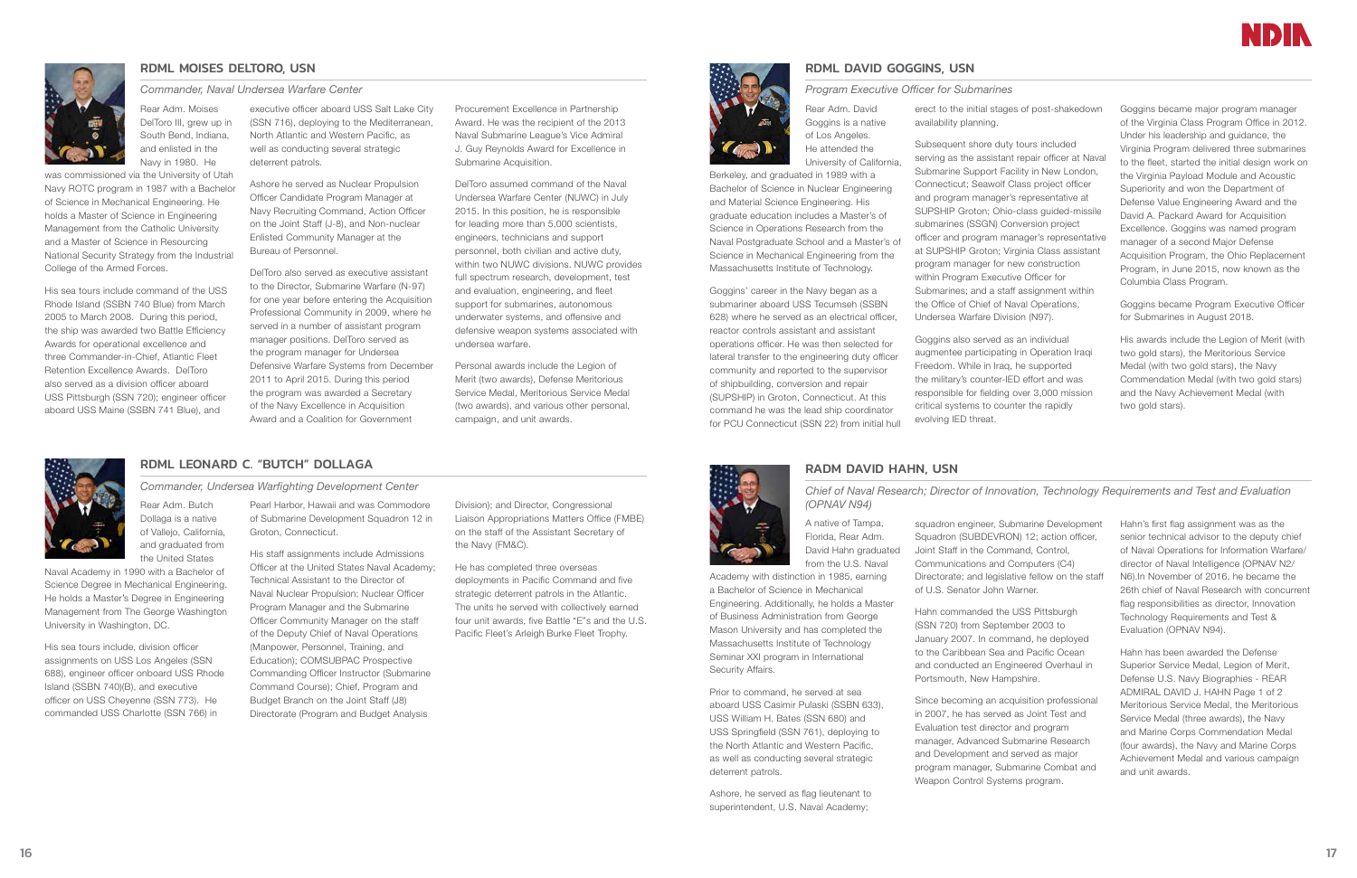## RDML MOISES DELTORO, USN

*Commander, Naval Undersea Warfare Center*

Rear Adm. Moises DelToro III, grew up in South Bend, Indiana, and enlisted in the Navy in 1980. He was commissioned via the University of Utah Navy ROTC program in 1987 with a Bachelor of Science in Mechanical Engineering. He holds a Master of Science in Engineering Management from the Catholic University and a Master of Science in Resourcing National Security Strategy from the Industrial College of the Armed Forces.

His sea tours include command of the USS Rhode Island (SSBN 740 Blue) from March 2005 to March 2008. During this period, the ship was awarded two Battle Efficiency Awards for operational excellence and three Commander-in-Chief, Atlantic Fleet Retention Excellence Awards. DelToro also served as a division officer aboard USS Pittsburgh (SSN 720); engineer officer aboard USS Maine (SSBN 741 Blue), and executive officer aboard USS Salt Lake City (SSN 716), deploying to the Mediterranean, North Atlantic and Western Pacific, as well as conducting several strategic deterrent patrols.

Ashore he served as Nuclear Propulsion Officer Candidate Program Manager at Navy Recruiting Command, Action Officer on the Joint Staff (J-8), and Non-nuclear Enlisted Community Manager at the Bureau of Personnel.

DelToro also served as executive assistant to the Director, Submarine Warfare (N-97) for one year before entering the Acquisition Professional Community in 2009, where he served in a number of assistant program manager positions. DelToro served as the program manager for Undersea Defensive Warfare Systems from December 2011 to April 2015. During this period the program was awarded a Secretary of the Navy Excellence in Acquisition Award and a Coalition for Government Procurement Excellence in Partnership Award. He was the recipient of the 2013 Naval Submarine League's Vice Admiral J. Guy Reynolds Award for Excellence in Submarine Acquisition.

DelToro assumed command of the Naval Undersea Warfare Center (NUWC) in July 2015. In this position, he is responsible for leading more than 5,000 scientists, engineers, technicians and support personnel, both civilian and active duty, within two NUWC divisions. NUWC provides full spectrum research, development, test and evaluation, engineering, and fleet support for submarines, autonomous underwater systems, and offensive and defensive weapon systems associated with undersea warfare.

Personal awards include the Legion of Merit (two awards), Defense Meritorious Service Medal, Meritorious Service Medal (two awards), and various other personal, campaign, and unit awards.

## RDML LEONARD C. "BUTCH" DOLLAGA

*Commander, Undersea Warfighting Development Center*

Rear Adm. Butch Dollaga is a native of Vallejo, California, and graduated from the United States Naval Academy in 1990 with a Bachelor of Science Degree in Mechanical Engineering. He holds a Master's Degree in Engineering Management from The George Washington University in Washington, DC.

His sea tours include, division officer assignments on USS Los Angeles (SSN 688), engineer officer onboard USS Rhode Island (SSBN 740)(B), and executive officer on USS Cheyenne (SSN 773). He commanded USS Charlotte (SSN 766) in Pearl Harbor, Hawaii and was Commodore of Submarine Development Squadron 12 in Groton, Connecticut.

His staff assignments include Admissions Officer at the United States Naval Academy; Technical Assistant to the Director of Naval Nuclear Propulsion; Nuclear Officer Program Manager and the Submarine Officer Community Manager on the staff of the Deputy Chief of Naval Operations (Manpower, Personnel, Training, and Education); COMSUBPAC Prospective Commanding Officer Instructor (Submarine Command Course); Chief, Program and Budget Branch on the Joint Staff (J8) Directorate (Program and Budget Analysis Division); and Director, Congressional Liaison Appropriations Matters Office (FMBE) on the staff of the Assistant Secretary of the Navy (FM&C).

He has completed three overseas deployments in Pacific Command and five strategic deterrent patrols in the Atlantic. The units he served with collectively earned four unit awards, five Battle "E"s and the U.S. Pacific Fleet's Arleigh Burke Fleet Trophy.

## RDML DAVID GOGGINS, USN

*Program Executive Officer for Submarines*

Rear Adm. David Goggins is a native of Los Angeles. He attended the University of California, Berkeley, and graduated in 1989 with a Bachelor of Science in Nuclear Engineering and Material Science Engineering. His graduate education includes a Master's of Science in Operations Research from the Naval Postgraduate School and a Master's of Science in Mechanical Engineering from the Massachusetts Institute of Technology.

Goggins' career in the Navy began as a submariner aboard USS Tecumseh (SSBN 628) where he served as an electrical officer, reactor controls assistant and assistant operations officer. He was then selected for lateral transfer to the engineering duty officer community and reported to the supervisor of shipbuilding, conversion and repair (SUPSHIP) in Groton, Connecticut. At this command he was the lead ship coordinator for PCU Connecticut (SSN 22) from initial hull erect to the initial stages of post-shakedown availability planning.

Subsequent shore duty tours included serving as the assistant repair officer at Naval Submarine Support Facility in New London, Connecticut; Seawolf Class project officer and program manager's representative at SUPSHIP Groton; Ohio-class guided-missile submarines (SSGN) Conversion project officer and program manager's representative at SUPSHIP Groton; Virginia Class assistant program manager for new construction within Program Executive Officer for Submarines; and a staff assignment within the Office of Chief of Naval Operations, Undersea Warfare Division (N97).

Goggins also served as an individual augmentee participating in Operation Iraqi Freedom. While in Iraq, he supported the military's counter-IED effort and was responsible for fielding over 3,000 mission critical systems to counter the rapidly evolving IED threat.

Goggins became major program manager of the Virginia Class Program Office in 2012. Under his leadership and guidance, the Virginia Program delivered three submarines to the fleet, started the initial design work on the Virginia Payload Module and Acoustic Superiority and won the Department of Defense Value Engineering Award and the David A. Packard Award for Acquisition Excellence. Goggins was named program manager of a second Major Defense Acquisition Program, the Ohio Replacement Program, in June 2015, now known as the Columbia Class Program.

Goggins became Program Executive Officer for Submarines in August 2018.

His awards include the Legion of Merit (with two gold stars), the Meritorious Service Medal (with two gold stars), the Navy Commendation Medal (with two gold stars) and the Navy Achievement Medal (with two gold stars).

## RADM DAVID HAHN, USN

*Chief of Naval Research; Director of Innovation, Technology Requirements and Test and Evaluation (OPNAV N94)*

A native of Tampa, Florida, Rear Adm. David Hahn graduated from the U.S. Naval Academy with distinction in 1985, earning a Bachelor of Science in Mechanical Engineering. Additionally, he holds a Master of Business Administration from George Mason University and has completed the Massachusetts Institute of Technology Seminar XXI program in International Security Affairs.

Prior to command, he served at sea aboard USS Casimir Pulaski (SSBN 633), USS William H. Bates (SSN 680) and USS Springfield (SSN 761), deploying to the North Atlantic and Western Pacific, as well as conducting several strategic deterrent patrols.

Ashore, he served as flag lieutenant to superintendent, U.S. Naval Academy; squadron engineer, Submarine Development Squadron (SUBDEVRON) 12; action officer, Joint Staff in the Command, Control, Communications and Computers (C4) Directorate; and legislative fellow on the staff of U.S. Senator John Warner.

Hahn commanded the USS Pittsburgh (SSN 720) from September 2003 to January 2007. In command, he deployed to the Caribbean Sea and Pacific Ocean and conducted an Engineered Overhaul in Portsmouth, New Hampshire.

Since becoming an acquisition professional in 2007, he has served as Joint Test and Evaluation test director and program manager, Advanced Submarine Research and Development and served as major program manager, Submarine Combat and Weapon Control Systems program.

Hahn's first flag assignment was as the senior technical advisor to the deputy chief of Naval Operations for Information Warfare/ director of Naval Intelligence (OPNAV N2/ N6).In November of 2016, he became the 26th chief of Naval Research with concurrent flag responsibilities as director, Innovation Technology Requirements and Test & Evaluation (OPNAV N94).

Hahn has been awarded the Defense Superior Service Medal, Legion of Merit, Defense U.S. Navy Biographies - REAR ADMIRAL DAVID J. HAHN Page 1 of 2 Meritorious Service Medal, the Meritorious Service Medal (three awards), the Navy and Marine Corps Commendation Medal (four awards), the Navy and Marine Corps Achievement Medal and various campaign and unit awards.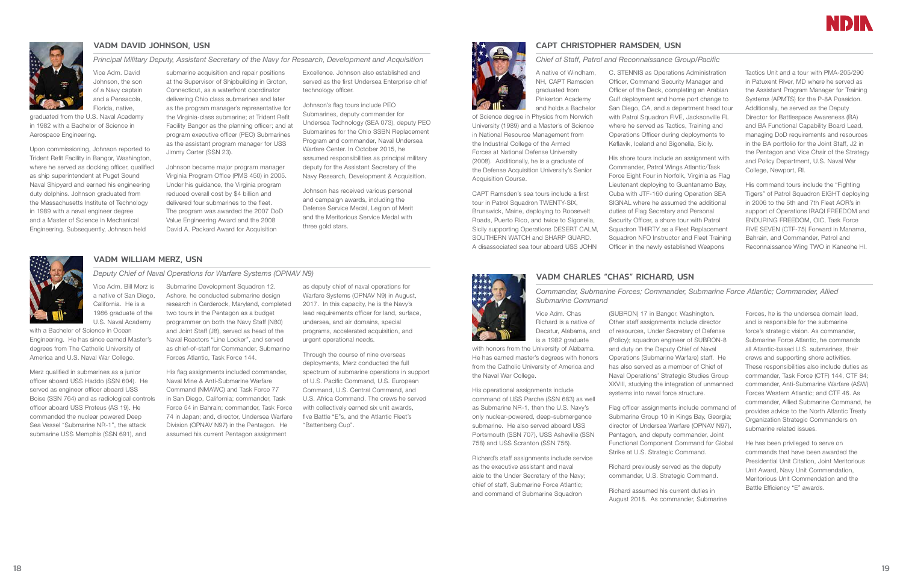## VADM DAVID JOHNSON, USN

*Principal Military Deputy, Assistant Secretary of the Navy for Research, Development and Acquisition*

Vice Adm. David Johnson, the son of a Navy captain and a Pensacola, Florida, native, graduated from the U.S. Naval Academy in 1982 with a Bachelor of Science in Aerospace Engineering.

Upon commissioning, Johnson reported to Trident Refit Facility in Bangor, Washington, where he served as docking officer, qualified as ship superintendent at Puget Sound Naval Shipyard and earned his engineering duty dolphins. Johnson graduated from the Massachusetts Institute of Technology in 1989 with a naval engineer degree and a Master of Science in Mechanical Engineering. Subsequently, Johnson held submarine acquisition and repair positions at the Supervisor of Shipbuilding in Groton, Connecticut, as a waterfront coordinator delivering Ohio class submarines and later as the program manager's representative for the Virginia-class submarine; at Trident Refit Facility Bangor as the planning officer; and at program executive officer (PEO) Submarines as the assistant program manager for USS Jimmy Carter (SSN 23).

Johnson became major program manager Virginia Program Office (PMS 450) in 2005. Under his guidance, the Virginia program reduced overall cost by $4 billion and delivered four submarines to the fleet. The program was awarded the 2007 DoD Value Engineering Award and the 2008 David A. Packard Award for Acquisition Excellence. Johnson also established and served as the first Undersea Enterprise chief technology officer.

Johnson's flag tours include PEO Submarines, deputy commander for Undersea Technology (SEA 073), deputy PEO Submarines for the Ohio SSBN Replacement Program and commander, Naval Undersea Warfare Center. In October 2015, he assumed responsibilities as principal military deputy for the Assistant Secretary of the Navy Research, Development & Acquisition.

Johnson has received various personal and campaign awards, including the Defense Service Medal, Legion of Merit and the Meritorious Service Medal with three gold stars.

## VADM WILLIAM MERZ, USN

*Deputy Chief of Naval Operations for Warfare Systems (OPNAV N9)*

Vice Adm. Bill Merz is a native of San Diego, California. He is a 1986 graduate of the U.S. Naval Academy with a Bachelor of Science in Ocean Engineering. He has since earned Master's degrees from The Catholic University of America and U.S. Naval War College.

Merz qualified in submarines as a junior officer aboard USS Haddo (SSN 604). He served as engineer officer aboard USS Boise (SSN 764) and as radiological controls officer aboard USS Proteus (AS 19). He commanded the nuclear powered Deep Sea Vessel "Submarine NR-1", the attack submarine USS Memphis (SSN 691), and Submarine Development Squadron 12. Ashore, he conducted submarine design research in Carderock, Maryland, completed two tours in the Pentagon as a budget programmer on both the Navy Staff (N80) and Joint Staff (J8), served as head of the Naval Reactors "Line Locker", and served as chief-of-staff for Commander, Submarine Forces Atlantic, Task Force 144.

His flag assignments included commander, Naval Mine & Anti-Submarine Warfare Command (NMAWC) and Task Force 77 in San Diego, California; commander, Task Force 54 in Bahrain; commander, Task Force 74 in Japan; and, director, Undersea Warfare Division (OPNAV N97) in the Pentagon. He assumed his current Pentagon assignment as deputy chief of naval operations for Warfare Systems (OPNAV N9) in August, 2017. In this capacity, he is the Navy's lead requirements officer for land, surface, undersea, and air domains, special programs, accelerated acquisition, and urgent operational needs.

Through the course of nine overseas deployments, Merz conducted the full spectrum of submarine operations in support of U.S. Pacific Command, U.S. European Command, U.S. Central Command, and U.S. Africa Command. The crews he served with collectively earned six unit awards, five Battle "E"s, and the Atlantic Fleet's "Battenberg Cup".

## CAPT CHRISTOPHER RAMSDEN, USN

*Chief of Staff, Patrol and Reconnaissance Group/Pacific*

A native of Windham, NH, CAPT Ramsden graduated from Pinkerton Academy and holds a Bachelor of Science degree in Physics from Norwich University (1989) and a Master's of Science in National Resource Management from the Industrial College of the Armed Forces at National Defense University (2008). Additionally, he is a graduate of the Defense Acquisition University's Senior Acquisition Course.

CAPT Ramsden's sea tours include a first tour in Patrol Squadron TWENTY-SIX, Brunswick, Maine, deploying to Roosevelt Roads, Puerto Rico, and twice to Sigonella, Sicily supporting Operations DESERT CALM, SOUTHERN WATCH and SHARP GUARD. A disassociated sea tour aboard USS JOHN C. STENNIS as Operations Administration Officer, Command Security Manager and Officer of the Deck, completing an Arabian Gulf deployment and home port change to San Diego, CA, and a department head tour with Patrol Squadron FIVE, Jacksonville FL where he served as Tactics, Training and Operations Officer during deployments to Keflavik, Iceland and Sigonella, Sicily.

His shore tours include an assignment with Commander, Patrol Wings Atlantic/Task Force Eight Four in Norfolk, Virginia as Flag Lieutenant deploying to Guantanamo Bay, Cuba with JTF-160 during Operation SEA SIGNAL where he assumed the additional duties of Flag Secretary and Personal Security Officer, a shore tour with Patrol Squadron THIRTY as a Fleet Replacement Squadron NFO Instructor and Fleet Training Officer in the newly established Weapons Tactics Unit and a tour with PMA-205/290 in Patuxent River, MD where he served as the Assistant Program Manager for Training Systems (APMTS) for the P-8A Poseidon. Additionally, he served as the Deputy Director for Battlespace Awareness (BA) and BA Functional Capability Board Lead, managing DoD requirements and resources in the BA portfolio for the Joint Staff, J2 in the Pentagon and Vice Chair of the Strategy and Policy Department, U.S. Naval War College, Newport, RI.

His command tours include the "Fighting Tigers" of Patrol Squadron EIGHT deploying in 2006 to the 5th and 7th Fleet AOR's in support of Operations IRAQI FREEDOM and ENDURING FREEDOM, OIC, Task Force FIVE SEVEN (CTF-75) Forward in Manama, Bahrain, and Commander, Patrol and Reconnaissance Wing TWO in Kaneohe HI.

## VADM CHARLES "CHAS" RICHARD, USN

*Commander, Submarine Forces; Commander, Submarine Force Atlantic; Commander, Allied Submarine Command*

Vice Adm. Chas Richard is a native of Decatur, Alabama, and is a 1982 graduate with honors from the University of Alabama. He has earned master's degrees with honors from the Catholic University of America and the Naval War College.

His operational assignments include command of USS Parche (SSN 683) as well as Submarine NR-1, then the U.S. Navy's only nuclear-powered, deep-submergence submarine. He also served aboard USS Portsmouth (SSN 707), USS Asheville (SSN 758) and USS Scranton (SSN 756).

Richard's staff assignments include service as the executive assistant and naval aide to the Under Secretary of the Navy; chief of staff, Submarine Force Atlantic; and command of Submarine Squadron (SUBRON) 17 in Bangor, Washington. Other staff assignments include director of resources, Under Secretary of Defense (Policy); squadron engineer of SUBRON-8 and duty on the Deputy Chief of Naval Operations (Submarine Warfare) staff. He has also served as a member of Chief of Naval Operations' Strategic Studies Group XXVIII, studying the integration of unmanned systems into naval force structure.

Flag officer assignments include command of Submarine Group 10 in Kings Bay, Georgia; director of Undersea Warfare (OPNAV N97), Pentagon, and deputy commander, Joint Functional Component Command for Global Strike at U.S. Strategic Command.

Richard previously served as the deputy commander, U.S. Strategic Command.

Richard assumed his current duties in August 2018. As commander, Submarine Forces, he is the undersea domain lead, and is responsible for the submarine force's strategic vision. As commander, Submarine Force Atlantic, he commands all Atlantic-based U.S. submarines, their crews and supporting shore activities. These responsibilities also include duties as commander, Task Force (CTF) 144, CTF 84; commander, Anti-Submarine Warfare (ASW) Forces Western Atlantic; and CTF 46. As commander, Allied Submarine Command, he provides advice to the North Atlantic Treaty Organization Strategic Commanders on submarine related issues.

He has been privileged to serve on commands that have been awarded the Presidential Unit Citation, Joint Meritorious Unit Award, Navy Unit Commendation, Meritorious Unit Commendation and the Battle Efficiency "E" awards.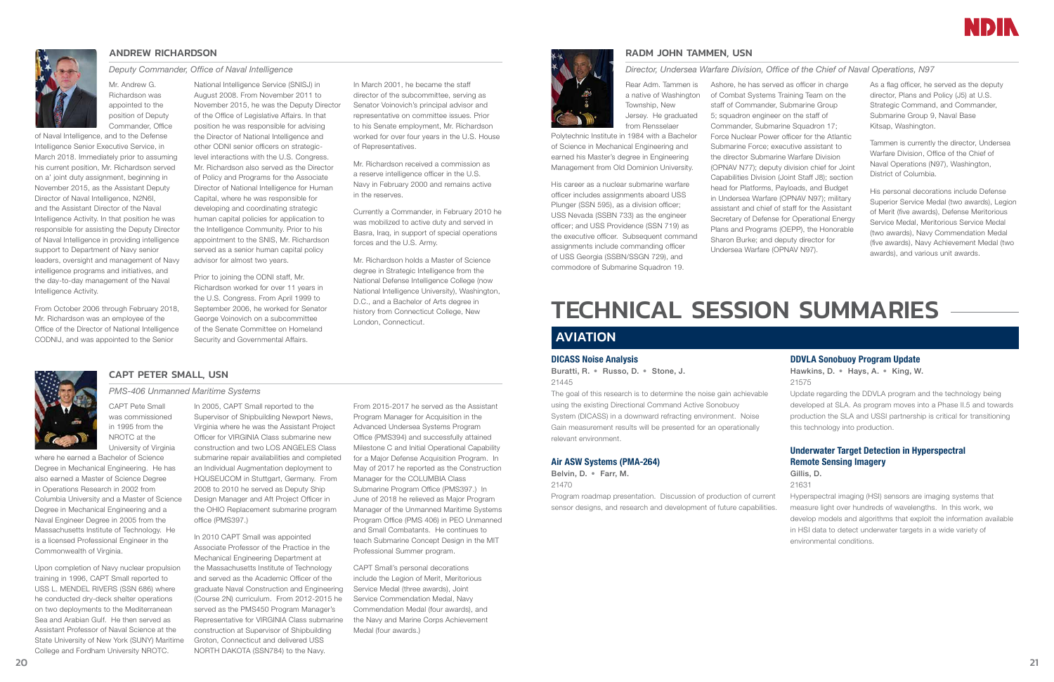## ANDREW RICHARDSON

*Deputy Commander, Office of Naval Intelligence*

Mr. Andrew G. Richardson was appointed to the position of Deputy Commander, Office of Naval Intelligence, and to the Defense Intelligence Senior Executive Service, in March 2018. Immediately prior to assuming his current position, Mr. Richardson served on a' joint duty assignment, beginning in November 2015, as the Assistant Deputy Director of Naval Intelligence, N2N6I, and the Assistant Director of the Naval Intelligence Activity. In that position he was responsible for assisting the Deputy Director of Naval Intelligence in providing intelligence support to Department of Navy senior leaders, oversight and management of Navy intelligence programs and initiatives, and the day-to-day management of the Naval Intelligence Activity.

From October 2006 through February 2018, Mr. Richardson was an employee of the Office of the Director of National Intelligence CODNIJ, and was appointed to the Senior National Intelligence Service (SNISJ) in August 2008. From November 2011 to November 2015, he was the Deputy Director of the Office of Legislative Affairs. In that position he was responsible for advising the Director of National Intelligence and other ODNI senior officers on strategic-level interactions with the U.S. Congress. Mr. Richardson also served as the Director of Policy and Programs for the Associate Director of National Intelligence for Human Capital, where he was responsible for developing and coordinating strategic human capital policies for application to the Intelligence Community. Prior to his appointment to the SNIS, Mr. Richardson served as a senior human capital policy advisor for almost two years.

Prior to joining the ODNI staff, Mr. Richardson worked for over 11 years in the U.S. Congress. From April 1999 to September 2006, he worked for Senator George Voinovich on a subcommittee of the Senate Committee on Homeland Security and Governmental Affairs.

In March 2001, he became the staff director of the subcommittee, serving as Senator Voinovich's principal advisor and representative on committee issues. Prior to his Senate employment, Mr. Richardson worked for over four years in the U.S. House of Representatives.

Mr. Richardson received a commission as a reserve intelligence officer in the U.S. Navy in February 2000 and remains active in the reserves.

Currently a Commander, in February 2010 he was mobilized to active duty and served in Basra, Iraq, in support of special operations forces and the U.S. Army.

Mr. Richardson holds a Master of Science degree in Strategic Intelligence from the National Defense Intelligence College (now National Intelligence University), Washington, D.C., and a Bachelor of Arts degree in history from Connecticut College, New London, Connecticut.

## CAPT PETER SMALL, USN

*PMS-406 Unmanned Maritime Systems*

CAPT Pete Small was commissioned in 1995 from the NROTC at the University of Virginia where he earned a Bachelor of Science Degree in Mechanical Engineering. He has also earned a Master of Science Degree in Operations Research in 2002 from Columbia University and a Master of Science Degree in Mechanical Engineering and a Naval Engineer Degree in 2005 from the Massachusetts Institute of Technology. He is a licensed Professional Engineer in the Commonwealth of Virginia.

Upon completion of Navy nuclear propulsion training in 1996, CAPT Small reported to USS L. MENDEL RIVERS (SSN 686) where he conducted dry-deck shelter operations on two deployments to the Mediterranean Sea and Arabian Gulf. He then served as Assistant Professor of Naval Science at the State University of New York (SUNY) Maritime College and Fordham University NROTC.

In 2005, CAPT Small reported to the Supervisor of Shipbuilding Newport News, Virginia where he was the Assistant Project Officer for VIRGINIA Class submarine new construction and two LOS ANGELES Class submarine repair availabilities and completed an Individual Augmentation deployment to HQUSEUCOM in Stuttgart, Germany. From 2008 to 2010 he served as Deputy Ship Design Manager and Aft Project Officer in the OHIO Replacement submarine program office (PMS397.)

In 2010 CAPT Small was appointed Associate Professor of the Practice in the Mechanical Engineering Department at the Massachusetts Institute of Technology and served as the Academic Officer of the graduate Naval Construction and Engineering (Course 2N) curriculum. From 2012-2015 he served as the PMS450 Program Manager's Representative for VIRGINIA Class submarine construction at Supervisor of Shipbuilding Groton, Connecticut and delivered USS NORTH DAKOTA (SSN784) to the Navy.

From 2015-2017 he served as the Assistant Program Manager for Acquisition in the Advanced Undersea Systems Program Office (PMS394) and successfully attained Milestone C and Initial Operational Capability for a Major Defense Acquisition Program. In May of 2017 he reported as the Construction Manager for the COLUMBIA Class Submarine Program Office (PMS397.) In June of 2018 he relieved as Major Program Manager of the Unmanned Maritime Systems Program Office (PMS 406) in PEO Unmanned and Small Combatants. He continues to teach Submarine Concept Design in the MIT Professional Summer program.

CAPT Small's personal decorations include the Legion of Merit, Meritorious Service Medal (three awards), Joint Service Commendation Medal, Navy Commendation Medal (four awards), and the Navy and Marine Corps Achievement Medal (four awards.)

## RADM JOHN TAMMEN, USN

*Director, Undersea Warfare Division, Office of the Chief of Naval Operations, N97*

Rear Adm. Tammen is a native of Washington Township, New Jersey. He graduated from Rensselaer Polytechnic Institute in 1984 with a Bachelor of Science in Mechanical Engineering and earned his Master's degree in Engineering Management from Old Dominion University.

His career as a nuclear submarine warfare officer includes assignments aboard USS Plunger (SSN 595), as a division officer; USS Nevada (SSBN 733) as the engineer officer; and USS Providence (SSN 719) as the executive officer. Subsequent command assignments include commanding officer of USS Georgia (SSBN/SSGN 729), and commodore of Submarine Squadron 19.

Ashore, he has served as officer in charge of Combat Systems Training Team on the staff of Commander, Submarine Group 5; squadron engineer on the staff of Commander, Submarine Squadron 17; Force Nuclear Power officer for the Atlantic Submarine Force; executive assistant to the director Submarine Warfare Division (OPNAV N77); deputy division chief for Joint Capabilities Division (Joint Staff J8); section head for Platforms, Payloads, and Budget in Undersea Warfare (OPNAV N97); military assistant and chief of staff for the Assistant Secretary of Defense for Operational Energy Plans and Programs (OEPP), the Honorable Sharon Burke; and deputy director for Undersea Warfare (OPNAV N97).

As a flag officer, he served as the deputy director, Plans and Policy (J5) at U.S. Strategic Command, and Commander, Submarine Group 9, Naval Base Kitsap, Washington.

Tammen is currently the director, Undersea Warfare Division, Office of the Chief of Naval Operations (N97), Washington, District of Columbia.

His personal decorations include Defense Superior Service Medal (two awards), Legion of Merit (five awards), Defense Meritorious Service Medal, Meritorious Service Medal (two awards), Navy Commendation Medal (five awards), Navy Achievement Medal (two awards), and various unit awards.

# TECHNICAL SESSION SUMMARIES

## AVIATION

### DICASS Noise Analysis

**Buratti, R. • Russo, D. • Stone, J.**

21445

The goal of this research is to determine the noise gain achievable using the existing Directional Command Active Sonobuoy System (DICASS) in a downward refracting environment. Noise Gain measurement results will be presented for an operationally relevant environment.

### Air ASW Systems (PMA-264)

**Belvin, D. • Farr, M.**

21470

Program roadmap presentation. Discussion of production of current sensor designs, and research and development of future capabilities.

### DDVLA Sonobuoy Program Update

**Hawkins, D. • Hays, A. • King, W.**

21575

Update regarding the DDVLA program and the technology being developed at SLA. As program moves into a Phase II.5 and towards production the SLA and USSI partnership is critical for transitioning this technology into production.

### Underwater Target Detection in Hyperspectral Remote Sensing Imagery

**Gillis, D.**

21631

Hyperspectral imaging (HSI) sensors are imaging systems that measure light over hundreds of wavelengths. In this work, we develop models and algorithms that exploit the information available in HSI data to detect underwater targets in a wide variety of environmental conditions.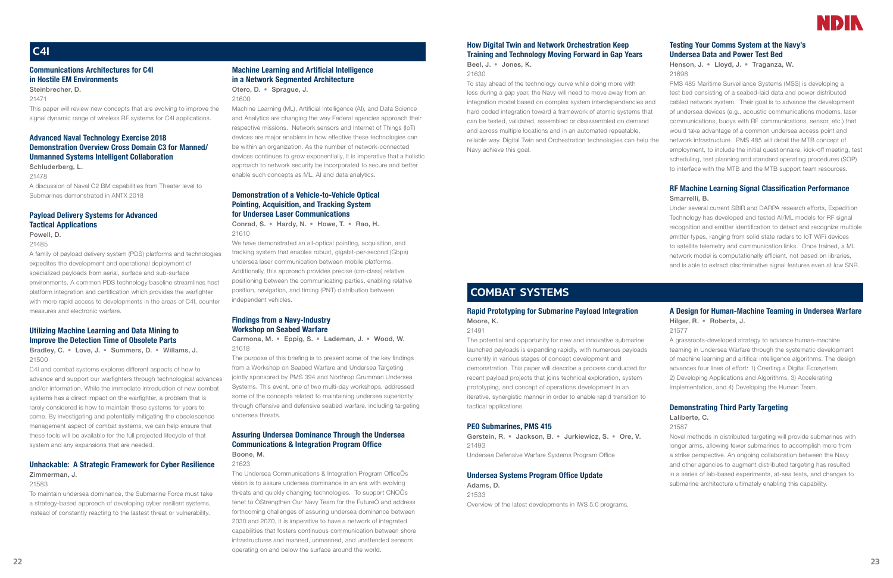## C4I

### Communications Architectures for C4I in Hostile EM Environments

Steinbrecher, D.

21471

This paper will review new concepts that are evolving to improve the signal dynamic range of wireless RF systems for C4I applications.

### Advanced Naval Technology Exercise 2018 Demonstration Overview Cross Domain C3 for Manned/Unmanned Systems Intelligent Collaboration

Schluderberg, L.

21478

A discussion of Naval C2 BM capabilities from Theater level to Submarines demonstrated in ANTX 2018

### Payload Delivery Systems for Advanced Tactical Applications

Powell, D.

21485

A family of payload delivery system (PDS) platforms and technologies expedites the development and operational deployment of specialized payloads from aerial, surface and sub-surface environments. A common PDS technology baseline streamlines host platform integration and certification which provides the warfighter with more rapid access to developments in the areas of C4I, counter measures and electronic warfare.

### Utilizing Machine Learning and Data Mining to Improve the Detection Time of Obsolete Parts

Bradley, C. • Love, J. • Summers, D. • Willams, J.

21500

C4I and combat systems explores different aspects of how to advance and support our warfighters through technological advances and/or information. While the immediate introduction of new combat systems has a direct impact on the warfighter, a problem that is rarely considered is how to maintain these systems for years to come. By investigating and potentially mitigating the obsolescence management aspect of combat systems, we can help ensure that these tools will be available for the full projected lifecycle of that system and any expansions that are needed.

### Unhackable: A Strategic Framework for Cyber Resilience

Zimmerman, J.

21583

To maintain undersea dominance, the Submarine Force must take a strategy-based approach of developing cyber resilient systems, instead of constantly reacting to the lastest threat or vulnerability.

### Machine Learning and Artificial Intelligence in a Network Segmented Architecture

Otero, D. • Sprague, J.

21600

Machine Learning (ML), Artificial Intelligence (AI), and Data Science and Analytics are changing the way Federal agencies approach their respective missions. Network sensors and Internet of Things (IoT) devices are major enablers in how effective these technologies can be within an organization. As the number of network-connected devices continues to grow exponentially, it is imperative that a holistic approach to network security be incorporated to secure and better enable such concepts as ML, AI and data analytics.

### Demonstration of a Vehicle-to-Vehicle Optical Pointing, Acquisition, and Tracking System for Undersea Laser Communications

Conrad, S. • Hardy, N. • Howe, T. • Rao, H.

21610

We have demonstrated an all-optical pointing, acquisition, and tracking system that enables robust, gigabit-per-second (Gbps) undersea laser communication between mobile platforms. Additionally, this approach provides precise (cm-class) relative positioning between the communicating parties, enabling relative position, navigation, and timing (PNT) distribution between independent vehicles.

### Findings from a Navy-Industry Workshop on Seabed Warfare

Carmona, M. • Eppig, S. • Lademan, J. • Wood, W.

21618

The purpose of this briefing is to present some of the key findings from a Workshop on Seabed Warfare and Undersea Targeting jointly sponsored by PMS 394 and Northrop Grumman Undersea Systems. This event, one of two multi-day workshops, addressed some of the concepts related to maintaining undersea superiority through offensive and defensive seabed warfare, including targeting undersea threats.

### Assuring Undersea Dominance Through the Undersea Communications & Integration Program Office

Boone, M.

21623

The Undersea Communications & Integration Program OfficeÕs vision is to assure undersea dominance in an era with evolving threats and quickly changing technologies. To support CNOÕs tenet to ÒStrengthen Our Navy Team for the FutureÓ and address forthcoming challenges of assuring undersea dominance between 2030 and 2070, it is imperative to have a network of integrated capabilities that fosters continuous communication between shore infrastructures and manned, unmanned, and unattended sensors operating on and below the surface around the world.

### How Digital Twin and Network Orchestration Keep Training and Technology Moving Forward in Gap Years

Beel, J. • Jones, K.

21630

To stay ahead of the technology curve while doing more with less during a gap year, the Navy will need to move away from an integration model based on complex system interdependencies and hard coded integration toward a framework of atomic systems that can be tested, validated, assembled or disassembled on demand and across multiple locations and in an automated repeatable, reliable way. Digital Twin and Orchestration technologies can help the Navy achieve this goal.

### Testing Your Comms System at the Navy's Undersea Data and Power Test Bed

Henson, J. • Lloyd, J. • Traganza, W.

21696

PMS 485 Maritime Surveillance Systems (MSS) is developing a test bed consisting of a seabed-laid data and power distributed cabled network system. Their goal is to advance the development of undersea devices (e.g., acoustic communications modems, laser communications, buoys with RF communications, sensor, etc.) that would take advantage of a common undersea access point and network infrastructure. PMS 485 will detail the MTB concept of employment, to include the initial questionnaire, kick-off meeting, test scheduling, test planning and standard operating procedures (SOP) to interface with the MTB and the MTB support team resources.

### RF Machine Learning Signal Classification Performance

Smarrelli, B.

Under several current SBIR and DARPA research efforts, Expedition Technology has developed and tested AI/ML models for RF signal recognition and emitter identification to detect and recognize multiple emitter types, ranging from solid state radars to IoT WiFi devices to satellite telemetry and communication links. Once trained, a ML network model is computationally efficient, not based on libraries, and is able to extract discriminative signal features even at low SNR.

## COMBAT SYSTEMS

### Rapid Prototyping for Submarine Payload Integration

Moore, K.

21491

The potential and opportunity for new and innovative submarine launched payloads is expanding rapidly, with numerous payloads currently in various stages of concept development and demonstration. This paper will describe a process conducted for recent payload projects that joins technical exploration, system prototyping, and concept of operations development in an iterative, synergistic manner in order to enable rapid transition to tactical applications.

### PEO Submarines, PMS 415

Gerstein, R. • Jackson, B. • Jurkiewicz, S. • Ore, V.

21493

Undersea Defensive Warfare Systems Program Office

### Undersea Systems Program Office Update

Adams, D.

21533

Overview of the latest developments in IWS 5.0 programs.

### A Design for Human-Machine Teaming in Undersea Warfare

Hilger, R. • Roberts, J.

21577

A grassroots-developed strategy to advance human-machine teaming in Undersea Warfare through the systematic development of machine learning and artifical intelligence algorithms. The design advances four lines of effort: 1) Creating a Digital Ecosystem, 2) Developing Applications and Algorithms, 3) Accelerating Implementation, and 4) Developing the Human Team.

### Demonstrating Third Party Targeting

Laliberte, C.

21587

Novel methods in distributed targeting will provide submarines with longer arms, allowing fewer submarines to accomplish more from a strike perspective. An ongoing collaboration between the Navy and other agencies to augment distributed targeting has resulted in a series of lab-based experiments, at-sea tests, and changes to submarine architecture ultimately enabling this capability.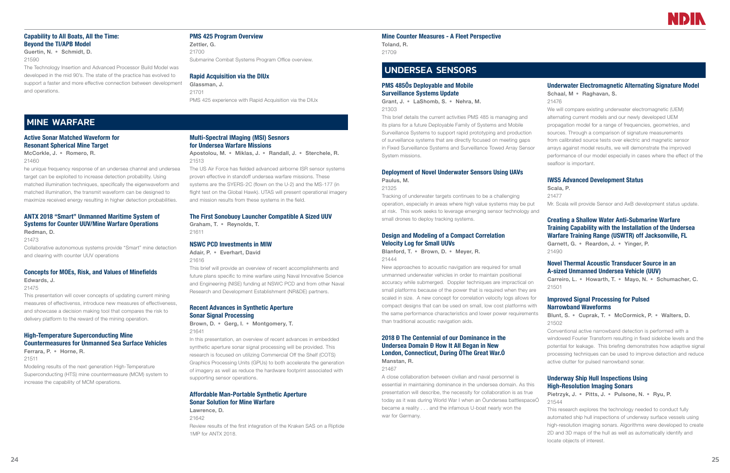### Capability to All Boats, All the Time: Beyond the TI/APB Model

Guertin, N. • Schmidt, D.

21590

The Technology Insertion and Advanced Processor Build Model was developed in the mid 90's. The state of the practice has evolved to support a faster and more effective connection between development and operations.

### PMS 425 Program Overview

Zettler, G.

21700

Submarine Combat Systems Program Office overview.

### Rapid Acquisition via the DIUx

Glassman, J.

21701

PMS 425 experience with Rapid Acquisition via the DIUx

## MINE WARFARE

### Active Sonar Matched Waveform for Resonant Spherical Mine Target

McCorkle, J. • Romero, R.

21460

he unique frequency response of an undersea channel and undersea target can be exploited to increase detection probability. Using matched illumination techniques, specifically the eigenwaveform and matched illumination, the transmit waveform can be designed to maximize received energy resulting in higher detection probabilities.

### ANTX 2018 "Smart" Unmanned Maritime System of Systems for Counter UUV/Mine Warfare Operations

Redman, D.

21473

Collaborative autonomous systems provide "Smart" mine detection and clearing with counter UUV operations

### Concepts for MOEs, Risk, and Values of Minefields

Edwards, J.

21475

This presentation will cover concepts of updating current mining measures of effectiveness, introduce new measures of effectiveness, and showcase a decision making tool that compares the risk to delivery platform to the reward of the mining operation.

### High-Temperature Superconducting Mine Countermeasures for Unmanned Sea Surface Vehicles

Ferrara, P. • Horne, R.

21511

Modeling results of the next generation High-Temperature Superconducting (HTS) mine countermeasure (MCM) system to increase the capability of MCM operations.

### Multi-Spectral IMaging (MSI) Sesnors for Undersea Warfare Missions

Apostolou, M. • Miklas, J. • Randall, J. • Sterchele, R.

21513

The US Air Force has fielded advanced airborne ISR sensor systems proven effective in standoff undersea warfare missions. These systems are the SYERS-2C (flown on the U-2) and the MS-177 (in flight test on the Global Hawk). UTAS will present operational imagery and mission results from these systems in the field.

### The First Sonobuoy Launcher Compatible A Sized UUV

Graham, T. • Reynolds, T.

21611

### NSWC PCD Investments in MIW

Adair, P. • Everhart, David

21616

This brief will provide an overview of recent accomplishments and future plans specific to mine warfare using Naval Innovative Science and Engineering (NISE) funding at NSWC PCD and from other Naval Research and Development Establishment (NR&DE) partners.

### Recent Advances in Synthetic Aperture Sonar Signal Processing

Brown, D. • Gerg, I. • Montgomery, T.

21641

In this presentation, an overview of recent advances in embedded synthetic aperture sonar signal processing will be provided. This research is focused on utilizing Commercial Off the Shelf (COTS) Graphics Processing Units (GPUs) to both accelerate the generation of imagery as well as reduce the hardware footprint associated with supporting sensor operations.

### Affordable Man-Portable Synthetic Aperture Sonar Solution for Mine Warfare

Lawrence, D.

21642

Review results of the first integration of the Kraken SAS on a Riptide 1MP for ANTX 2018.

### Mine Counter Measures - A Fleet Perspective

Toland, R.

21709

## UNDERSEA SENSORS

### PMS 485Õs Deployable and Mobile Surveillance Systems Update

Grant, J. • LaShomb, S. • Nehra, M.

21303

This brief details the current activities PMS 485 is managing and its plans for a future Deployable Family of Systems and Mobile Surveillance Systems to support rapid prototyping and production of surveillance systems that are directly focused on meeting gaps in Fixed Surveillance Systems and Surveillance Towed Array Sensor System missions.

### Deployment of Novel Underwater Sensors Using UAVs

Paulus, M.

21325

Tracking of underwater targets continues to be a challenging operation, especially in areas where high value systems may be put at risk. This work seeks to leverage emerging sensor technology and small drones to deploy tracking systems.

### Design and Modeling of a Compact Correlation Velocity Log for Small UUVs

Blanford, T. • Brown, D. • Meyer, R.

21444

New approaches to acoustic navigation are required for small unmanned underwater vehicles in order to maintain positional accuracy while submerged. Doppler techniques are impractical on small platforms because of the power that is required when they are scaled in size. A new concept for correlation velocity logs allows for compact designs that can be used on small, low cost platforms with the same performance characteristics and lower power requirements than traditional acoustic navigation aids.

### 2018 Ð The Centennial of our Dominance in the Undersea Domain Ð How It All Began in New London, Connecticut, During ÒThe Great War.Ó

Manstan, R.

21467

A close collaboration between civilian and naval personnel is essential in maintaining dominance in the undersea domain. As this presentation will describe, the necessity for collaboration is as true today as it was during World War I when an Òundersea battlespaceÓ became a reality . . . and the infamous U-boat nearly won the war for Germany.

### Underwater Electromagnetic Alternating Signature Model

Schaal, M • Raghavan, S.

21476

We will compare existing underwater electromagnetic (UEM) alternating current models and our newly developed UEM propagation model for a range of frequencies, geometries, and sources. Through a comparison of signature measurements from calibrated source tests over electric and magnetic sensor arrays against model results, we will demonstrate the improved performance of our model especially in cases where the effect of the seafloor is important.

### IWS5 Advanced Development Status

Scala, P.

21477

Mr. Scala will provide Sensor and AxB development status update.

### Creating a Shallow Water Anti-Submarine Warfare Training Capability with the Installation of the Undersea Warfare Training Range (USWTR) off Jacksonville, FL

Garnett, G. • Reardon, J. • Yinger, P.

21490

### Novel Thermal Acoustic Transducer Source in an A-sized Unmanned Undersea Vehicle (UUV)

Carreiro, L. • Howarth, T. • Mayo, N. • Schumacher, C.

21501

### Improved Signal Processing for Pulsed Narrowband Waveforms

Blunt, S. • Cuprak, T. • McCormick, P. • Walters, D.

21502

Conventional active narrowband detection is performed with a windowed Fourier Transform resulting in fixed sidelobe levels and the potential for leakage. This briefing demonstrates how adaptive signal processing techniques can be used to improve detection and reduce active clutter for pulsed narrowband sonar.

### Underway Ship Hull Inspections Using High-Resolution Imaging Sonars

Pietrzyk, J. • Pitts, J. • Pulsone, N. • Ryu, P.

21544

This research explores the technology needed to conduct fully automated ship hull inspections of underway surface vessels using high-resolution imaging sonars. Algorithms were developed to create 2D and 3D maps of the hull as well as automatically identify and locate objects of interest.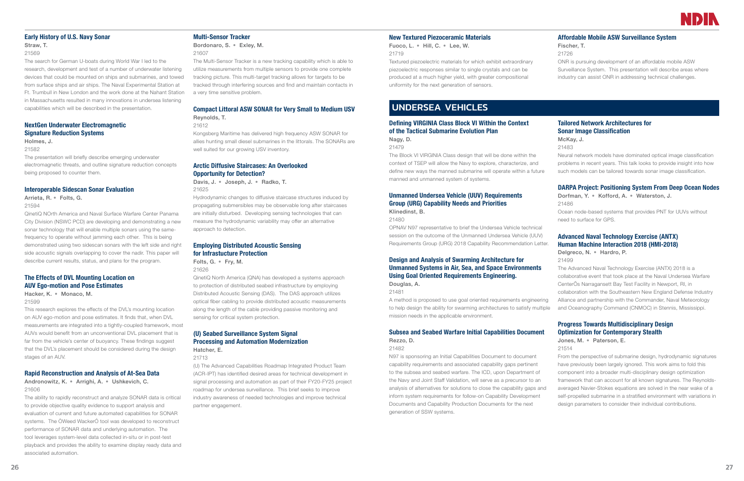### Early History of U.S. Navy Sonar

Straw, T.

21569

The search for German U-boats during World War I led to the research, development and test of a number of underwater listening devices that could be mounted on ships and submarines, and towed from surface ships and air ships. The Naval Experimental Station at Ft. Trumbull in New London and the work done at the Nahant Station in Massachusetts resulted in many innovations in undersea listening capabilities which will be described in the presentation.

### NextGen Underwater Electromagnetic Signature Reduction Systems

Holmes, J.

21582

The presentation will briefly describe emerging underwater electromagnetic threats, and outline signature reduction concepts being proposed to counter them.

### Interoperable Sidescan Sonar Evaluation

Arrieta, R. • Folts, G.

21594

QinetiQ NOrth America and Naval Surface Warfare Center Panama City Division (NSWC PCD) are developing and demonstrating a new sonar technology that will enable multiple sonars using the same-frequency to operate without jamming each other. This is being demonstrated using two sidescan sonars with the left side and right side acoustic signals overlapping to cover the nadir. This paper will describe current results, status, and plans for the program.

### The Effects of DVL Mounting Location on AUV Ego-motion and Pose Estimates

Hacker, K. • Monaco, M.

21599

This research explores the effects of the DVL's mounting location on AUV ego-motion and pose estimates. It finds that, when DVL measurements are integrated into a tightly-coupled framework, most AUVs would benefit from an unconventional DVL placement that is far from the vehicle's center of buoyancy. These findings suggest that the DVL's placement should be considered during the design stages of an AUV.

### Rapid Reconstruction and Analysis of At-Sea Data

Andronowitz, K. • Arrighi, A. • Ushkevich, C.

21606

The ability to rapidly reconstruct and analyze SONAR data is critical to provide objective quality evidence to support analysis and evaluation of current and future automated capabilities for SONAR systems. The ÒWeed WackerÓ tool was developed to reconstruct performance of SONAR data and underlying automation. The tool leverages system-level data collected in-situ or in post-test playback and provides the ability to examine display ready data and associated automation.

### Multi-Sensor Tracker

Bordonaro, S. • Exley, M.

21607

The Multi-Sensor Tracker is a new tracking capability which is able to utilize measurements from multiple sensors to provide one complete tracking picture. This multi-target tracking allows for targets to be tracked through interfering sources and find and maintain contacts in a very time sensitive problem.

### Compact Littoral ASW SONAR for Very Small to Medium USV

Reynolds, T.

21612

Kongsberg Maritime has delivered high frequency ASW SONAR for allies hunting small diesel submarines in the littorals. The SONARs are well suited for our growing USV inventory.

### Arctic Diffusive Staircases: An Overlooked Opportunity for Detection?

Davis, J. • Joseph, J. • Radko, T.

21625

Hydrodynamic changes to diffusive staircase structures induced by propagating submersibles may be observable long after staircases are initially disturbed. Developing sensing technologies that can measure the hydrodynamic variability may offer an alternative approach to detection.

### Employing Distributed Acoustic Sensing for Infrastucture Protection

Folts, G. • Fry, M.

21626

QinetiQ North America (QNA) has developed a systems approach to protection of distributed seabed infrastructure by employing Distributed Acoustic Sensing (DAS). The DAS approach utilizes optical fiber cabling to provide distributed acoustic measurements along the length of the cable providing passive monitoring and sensing for critical system protection.

### (U) Seabed Surveillance System Signal Processing and Automation Modernization

Hatcher, E.

21713

(U) The Advanced Capabilities Roadmap Integrated Product Team (ACR-IPT) has identified desired areas for technical development in signal processing and automation as part of their FY20-FY25 project roadmap for undersea surveillance. This brief seeks to improve industry awareness of needed technologies and improve technical partner engagement.

### New Textured Piezoceramic Materials

Fuoco, L. • Hill, C. • Lee, W.

21719

Textured piezoelectric materials for which exhibit extraordinary piezoelectric responses similar to single crystals and can be produced at a much higher yield, with greater compositional uniformity for the next generation of sensors.

### Affordable Mobile ASW Surveillance System

Fischer, T.

21726

ONR is pursuing development of an affordable mobile ASW Surveillance System. This presentation will describe areas where industry can assist ONR in addressing technical challenges.

## UNDERSEA VEHICLES

### Defining VIRGINIA Class Block VI Within the Context of the Tactical Submarine Evolution Plan

Nagy, D.

21479

The Block VI VIRGINIA Class design that will be done within the context of TSEP will allow the Navy to explore, characterize, and define new ways the manned submarine will operate within a future manned and unmanned system of systems.

### Unmanned Undersea Vehicle (UUV) Requirements Group (URG) Capability Needs and Priorities

Klinedinst, B.

21480

OPNAV N97 representative to brief the Undersea Vehicle technical session on the outcome of the Unmanned Undersea Vehicle (UUV) Requirements Group (URG) 2018 Capability Recommendation Letter.

### Design and Analysis of Swarming Architecture for Unmanned Systems in Air, Sea, and Space Environments Using Goal Oriented Requirements Engineering.

Douglas, A.

21481

A method is proposed to use goal oriented requirements engineering to help design the ability for swarming architectures to satisfy multiple mission needs in the applicable environment.

### Subsea and Seabed Warfare Initial Capabilities Document

Rezzo, D.

21482

N97 is sponsoring an Initial Capabilities Document to document capability requirements and associated capability gaps pertinent to the subsea and seabed warfare. The ICD, upon Department of the Navy and Joint Staff Validation, will serve as a precursor to an analysis of alternatives for solutions to close the capability gaps and inform system requirements for follow-on Capability Development Documents and Capability Production Documents for the next generation of SSW systems.

### Tailored Network Architectures for Sonar Image Classification

McKay, J.

21483

Neural network models have dominated optical image classification problems in recent years. This talk looks to provide insight into how such models can be tailored towards sonar image classification.

### DARPA Project: Positioning System From Deep Ocean Nodes

Dorfman, Y. • Kofford, A. • Waterston, J.

21486

Ocean node-based systems that provides PNT for UUVs without need to surface for GPS.

### Advanced Naval Technology Exercise (ANTX) Human Machine Interaction 2018 (HMI-2018)

Delgreco, N. • Hardro, P.

21499

The Advanced Naval Technology Exercise (ANTX) 2018 is a collaborative event that took place at the Naval Undersea Warfare CenterÕs Narragansett Bay Test Facility in Newport, RI, in collaboration with the Southeastern New England Defense Industry Alliance and partnership with the Commander, Naval Meteorology and Oceanography Command (CNMOC) in Stennis, Mississippi.

### Progress Towards Multidisciplinary Design Optimization for Contemporary Stealth

Jones, M. • Paterson, E.

21514

From the perspective of submarine design, hydrodynamic signatures have previously been largely ignored. This work aims to fold this component into a broader multi-disciplinary design optimization framework that can account for all known signatures. The Reynolds-averaged Navier-Stokes equations are solved in the near wake of a self-propelled submarine in a stratified environment with variations in design parameters to consider their individual contributions.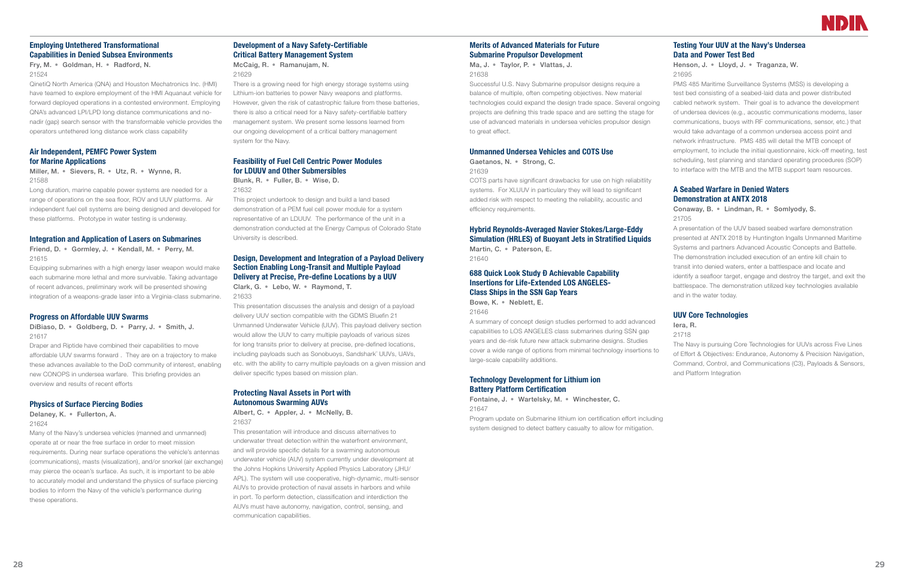### Employing Untethered Transformational Capabilities in Denied Subsea Environments

Fry, M. • Goldman, H. • Radford, N.

21524

QinetiQ North America (QNA) and Houston Mechatronics Inc. (HMI) have teamed to explore employment of the HMI Aquanaut vehicle for forward deployed operations in a contested environment. Employing QNA's advanced LPI/LPD long distance communications and no-nadir (gap) search sensor with the transformable vehicle provides the operators untethered long distance work class capability

### Air Independent, PEMFC Power System for Marine Applications

Miller, M. • Sievers, R. • Utz, R. • Wynne, R.

21588

Long duration, marine capable power systems are needed for a range of operations on the sea floor, ROV and UUV platforms. Air independent fuel cell systems are being designed and developed for these platforms. Prototype in water testing is underway.

### Integration and Application of Lasers on Submarines

Friend, D. • Gormley, J. • Kendall, M. • Perry, M.

21615

Equipping submarines with a high energy laser weapon would make each submarine more lethal and more survivable. Taking advantage of recent advances, preliminary work will be presented showing integration of a weapons-grade laser into a Virginia-class submarine.

### Progress on Affordable UUV Swarms

DiBiaso, D. • Goldberg, D. • Parry, J. • Smith, J.

21617

Draper and Riptide have combined their capabilities to move affordable UUV swarms forward . They are on a trajectory to make these advances available to the DoD community of interest, enabling new CONOPS in undersea warfare. This briefing provides an overview and results of recent efforts

### Physics of Surface Piercing Bodies

Delaney, K. • Fullerton, A.

21624

Many of the Navy's undersea vehicles (manned and unmanned) operate at or near the free surface in order to meet mission requirements. During near surface operations the vehicle's antennas (communications), masts (visualization), and/or snorkel (air exchange) may pierce the ocean's surface. As such, it is important to be able to accurately model and understand the physics of surface piercing bodies to inform the Navy of the vehicle's performance during these operations.

### Development of a Navy Safety-Certifiable Critical Battery Management System

McCaig, R. • Ramanujam, N.

21629

There is a growing need for high energy storage systems using Lithium-ion batteries to power Navy weapons and platforms. However, given the risk of catastrophic failure from these batteries, there is also a critical need for a Navy safety-certifiable battery management system. We present some lessons learned from our ongoing development of a critical battery management system for the Navy.

### Feasibility of Fuel Cell Centric Power Modules for LDUUV and Other Submersibles

Blunk, R. • Fuller, B. • Wise, D.

21632

This project undertook to design and build a land based demonstration of a PEM fuel cell power module for a system representative of an LDUUV. The performance of the unit in a demonstration conducted at the Energy Campus of Colorado State University is described.

### Design, Development and Integration of a Payload Delivery Section Enabling Long-Transit and Multiple Payload Delivery at Precise, Pre-define Locations by a UUV

Clark, G. • Lebo, W. • Raymond, T.

21633

This presentation discusses the analysis and design of a payload delivery UUV section compatible with the GDMS Bluefin 21 Unmanned Underwater Vehicle (UUV). This payload delivery section would allow the UUV to carry multiple payloads of various sizes for long transits prior to delivery at precise, pre-defined locations, including payloads such as Sonobuoys, Sandshark™ UUVs, UAVs, etc. with the ability to carry multiple payloads on a given mission and deliver specific types based on mission plan.

### Protecting Naval Assets in Port with Autonomous Swarming AUVs

Albert, C. • Appler, J. • McNelly, B.

21637

This presentation will introduce and discuss alternatives to underwater threat detection within the waterfront environment, and will provide specific details for a swarming autonomous underwater vehicle (AUV) system currently under development at the Johns Hopkins University Applied Physics Laboratory (JHU/APL). The system will use cooperative, high-dynamic, multi-sensor AUVs to provide protection of naval assets in harbors and while in port. To perform detection, classification and interdiction the AUVs must have autonomy, navigation, control, sensing, and communication capabilities.

### Merits of Advanced Materials for Future Submarine Propulsor Development

Ma, J. • Taylor, P. • Vlattas, J.

21638

Successful U.S. Navy Submarine propulsor designs require a balance of multiple, often competing objectives. New material technologies could expand the design trade space. Several ongoing projects are defining this trade space and are setting the stage for use of advanced materials in undersea vehicles propulsor design to great effect.

### Unmanned Undersea Vehicles and COTS Use

Gaetanos, N. • Strong, C.

21639

COTS parts have significant drawbacks for use on high reliabitlity systems. For XLUUV in particulary they will lead to significant added risk with respect to meeting the reliability, acoustic and efficiency requirements.

### Hybrid Reynolds-Averaged Navier Stokes/Large-Eddy Simulation (HRLES) of Buoyant Jets in Stratified Liquids

Martin, C. • Paterson, E.

21640

### 688 Quick Look Study Ð Achievable Capability Insertions for Life-Extended LOS ANGELES-Class Ships in the SSN Gap Years

Bowe, K. • Neblett, E.

21646

A summary of concept design studies performed to add advanced capabilities to LOS ANGELES class submarines during SSN gap years and de-risk future new attack submarine designs. Studies cover a wide range of options from minimal technology insertions to large-scale capability additions.

### Technology Development for Lithium ion Battery Platform Certification

Fontaine, J. • Wartelsky, M. • Winchester, C.

21647

Program update on Submarine lithium ion certification effort including system designed to detect battery casualty to allow for mitigation.

### Testing Your UUV at the Navy's Undersea Data and Power Test Bed

Henson, J. • Lloyd, J. • Traganza, W.

21695

PMS 485 Maritime Surveillance Systems (MSS) is developing a test bed consisting of a seabed-laid data and power distributed cabled network system. Their goal is to advance the development of undersea devices (e.g., acoustic communications modems, laser communications, buoys with RF communications, sensor, etc.) that would take advantage of a common undersea access point and network infrastructure. PMS 485 will detail the MTB concept of employment, to include the initial questionnaire, kick-off meeting, test scheduling, test planning and standard operating procedures (SOP) to interface with the MTB and the MTB support team resources.

### A Seabed Warfare in Denied Waters Demonstration at ANTX 2018

Conaway, B. • Lindman, R. • Somlyody, S.

21705

A presentation of the UUV based seabed warfare demonstration presented at ANTX 2018 by Huntington Ingalls Unmanned Maritime Systems and partners Advanced Acoustic Concepts and Battelle. The demonstration included execution of an entire kill chain to transit into denied waters, enter a battlespace and locate and identify a seafloor target, engage and destroy the target, and exit the battlespace. The demonstration utilized key technologies available and in the water today.

### UUV Core Technologies

Iera, R.

21718

The Navy is pursuing Core Technologies for UUVs across Five Lines of Effort & Objectives: Endurance, Autonomy & Precision Navigation, Command, Control, and Communications (C3), Payloads & Sensors, and Platform Integration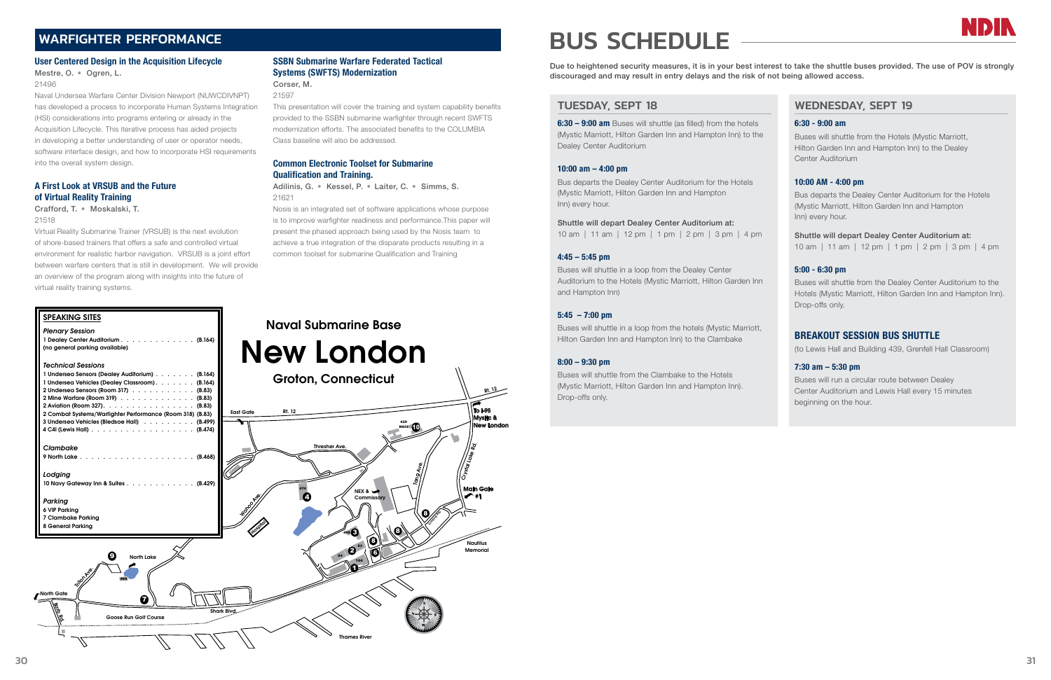## WARFIGHTER PERFORMANCE

### User Centered Design in the Acquisition Lifecycle

Mestre, O. • Ogren, L.

21496

Naval Undersea Warfare Center Division Newport (NUWCDIVNPT) has developed a process to incorporate Human Systems Integration (HSI) considerations into programs entering or already in the Acquisition Lifecycle. This iterative process has aided projects in developing a better understanding of user or operator needs, software interface design, and how to incorporate HSI requirements into the overall system design.

### A First Look at VRSUB and the Future of Virtual Reality Training

Crafford, T. • Moskalski, T.

21518

Virtual Reality Submarine Trainer (VRSUB) is the next evolution of shore-based trainers that offers a safe and controlled virtual environment for realistic harbor navigation. VRSUB is a joint effort between warfare centers that is still in development. We will provide an overview of the program along with insights into the future of virtual reality training systems.

### SSBN Submarine Warfare Federated Tactical Systems (SWFTS) Modernization

Corser, M.

21597

This presentation will cover the training and system capability benefits provided to the SSBN submarine warfighter through recent SWFTS modernization efforts. The associated benefits to the COLUMBIA Class baseline will also be addressed.

### Common Electronic Toolset for Submarine Qualification and Training.

Adilinis, G. • Kessel, P. • Laiter, C. • Simms, S.

21621

Nosis is an integrated set of software applications whose purpose is to improve warfighter readiness and performance.This paper will present the phased approach being used by the Nosis team to achieve a true integration of the disparate products resulting in a common toolset for submarine Qualification and Training

### SPEAKING SITES

*Plenary Session*

1 Dealey Center Auditorium . . . . . . . . . . . . (B.164)
(no general parking available)

*Technical Sessions*

1 Undersea Sensors (Dealey Auditorium) . . . . . . . (B.164)
1 Undersea Vehicles (Dealey Classroom) . . . . . . . (B.164)
2 Undersea Sensors (Room 317) . . . . . . . . . . (B.83)
2 Mine Warfare (Room 319) . . . . . . . . . . . . (B.83)
2 Aviation (Room 327) . . . . . . . . . . . . . . . (B.83)
2 Combat Systems/Warfighter Performance (Room 318) (B.83)
3 Undersea Vehicles (Bledsoe Hall) . . . . . . . . . (B.499)
4 C4I (Lewis Hall) . . . . . . . . . . . . . . . . . (B.474)

*Clambake*

9 North Lake . . . . . . . . . . . . . . . . . . . (B.468)

*Lodging*

10 Navy Gateway Inn & Suites . . . . . . . . . . . (B.429)

*Parking*

6 VIP Parking
7 Clambake Parking
8 General Parking

**Naval Submarine Base**

# New London

**Groton, Connecticut**

# BUS SCHEDULE

**Due to heightened security measures, it is in your best interest to take the shuttle buses provided. The use of POV is strongly discouraged and may result in entry delays and the risk of not being allowed access.**

## TUESDAY, SEPT 18

**6:30 – 9:00 am** Buses will shuttle (as filled) from the hotels (Mystic Marriott, Hilton Garden Inn and Hampton Inn) to the Dealey Center Auditorium

**10:00 am – 4:00 pm**

Bus departs the Dealey Center Auditorium for the Hotels (Mystic Marriott, Hilton Garden Inn and Hampton Inn) every hour.

**Shuttle will depart Dealey Center Auditorium at:**

10 am | 11 am | 12 pm | 1 pm | 2 pm | 3 pm | 4 pm

**4:45 – 5:45 pm**

Buses will shuttle in a loop from the Dealey Center Auditorium to the Hotels (Mystic Marriott, Hilton Garden Inn and Hampton Inn)

**5:45 – 7:00 pm**

Buses will shuttle in a loop from the hotels (Mystic Marriott, Hilton Garden Inn and Hampton Inn) to the Clambake

**8:00 – 9:30 pm**

Buses will shuttle from the Clambake to the Hotels (Mystic Marriott, Hilton Garden Inn and Hampton Inn). Drop-offs only.

## WEDNESDAY, SEPT 19

**6:30 - 9:00 am**

Buses will shuttle from the Hotels (Mystic Marriott, Hilton Garden Inn and Hampton Inn) to the Dealey Center Auditorium

**10:00 AM - 4:00 pm**

Bus departs the Dealey Center Auditorium for the Hotels (Mystic Marriott, Hilton Garden Inn and Hampton Inn) every hour.

**Shuttle will depart Dealey Center Auditorium at:**

10 am | 11 am | 12 pm | 1 pm | 2 pm | 3 pm | 4 pm

**5:00 - 6:30 pm**

Buses will shuttle from the Dealey Center Auditorium to the Hotels (Mystic Marriott, Hilton Garden Inn and Hampton Inn). Drop-offs only.

### BREAKOUT SESSION BUS SHUTTLE

(to Lewis Hall and Building 439, Grenfell Hall Classroom)

**7:30 am – 5:30 pm**

Buses will run a circular route between Dealey Center Auditorium and Lewis Hall every 15 minutes beginning on the hour.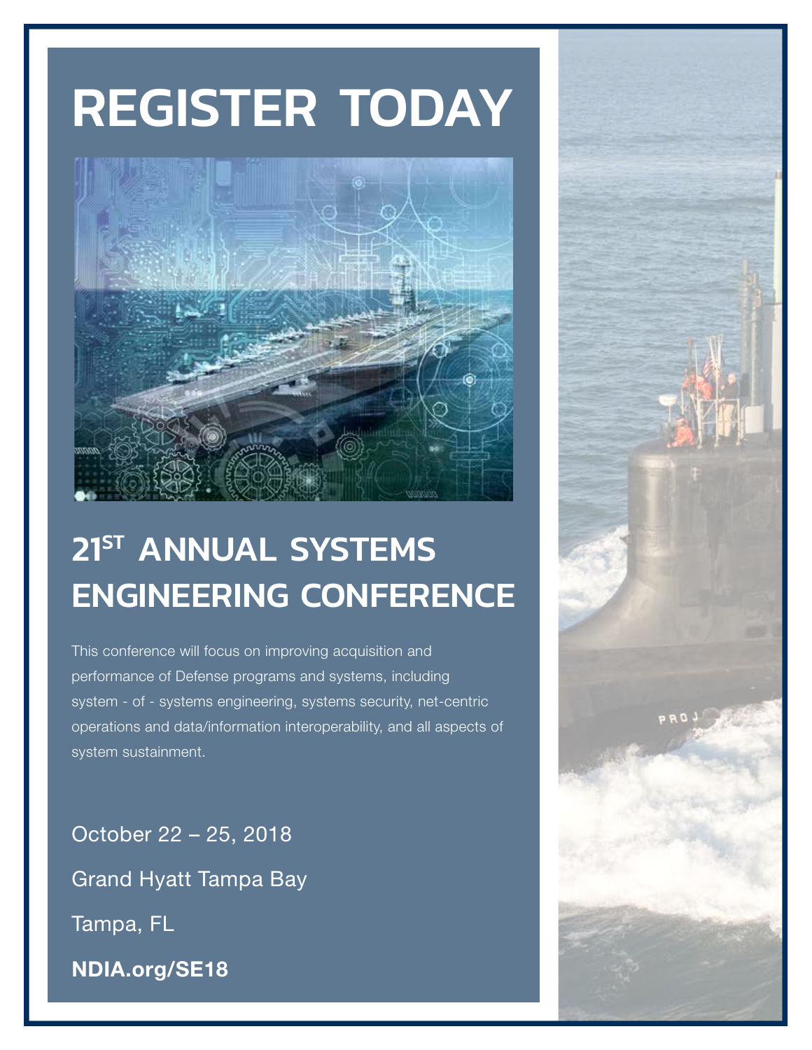# REGISTER TODAY

## 21ST ANNUAL SYSTEMS ENGINEERING CONFERENCE

This conference will focus on improving acquisition and performance of Defense programs and systems, including system - of - systems engineering, systems security, net-centric operations and data/information interoperability, and all aspects of system sustainment.

October 22 – 25, 2018

Grand Hyatt Tampa Bay

Tampa, FL

**NDIA.org/SE18**